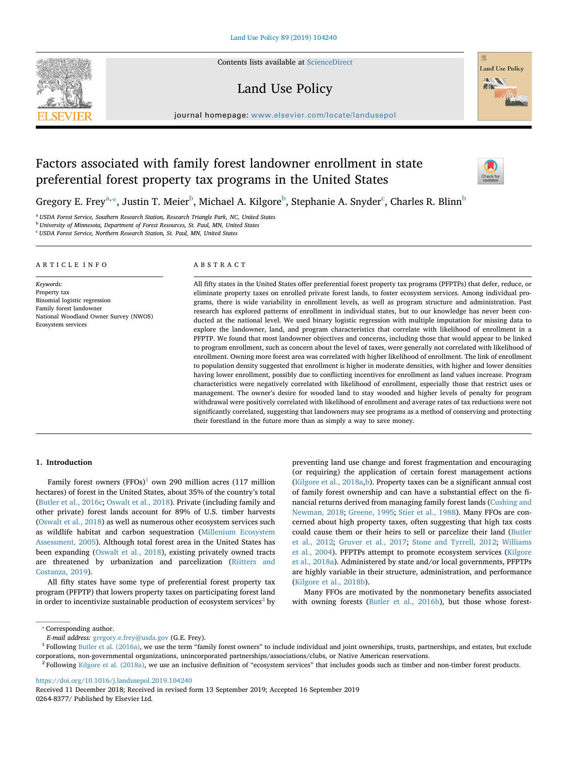# Factors associated with family forest landowner enrollment in state preferential forest property tax programs in the United States

Gregory E. Frey[a,*], Justin T. Meier[b], Michael A. Kilgore[b], Stephanie A. Snyder[c], Charles R. Blinn[b]

[a] USDA Forest Service, Southern Research Station, Research Triangle Park, NC, United States
[b] University of Minnesota, Department of Forest Resources, St. Paul, MN, United States
[c] USDA Forest Service, Northern Research Station, St. Paul, MN, United States

## ARTICLE INFO

*Keywords:*
Property tax
Binomial logistic regression
Family forest landowner
National Woodland Owner Survey (NWOS)
Ecosystem services

## ABSTRACT

All fifty states in the United States offer preferential forest property tax programs (PFPTPs) that defer, reduce, or eliminate property taxes on enrolled private forest lands, to foster ecosystem services. Among individual programs, there is wide variability in enrollment levels, as well as program structure and administration. Past research has explored patterns of enrollment in individual states, but to our knowledge has never been conducted at the national level. We used binary logistic regression with multiple imputation for missing data to explore the landowner, land, and program characteristics that correlate with likelihood of enrollment in a PFPTP. We found that most landowner objectives and concerns, including those that would appear to be linked to program enrollment, such as concern about the level of taxes, were generally not correlated with likelihood of enrollment. Owning more forest area was correlated with higher likelihood of enrollment. The link of enrollment to population density suggested that enrollment is higher in moderate densities, with higher and lower densities having lower enrollment, possibly due to conflicting incentives for enrollment as land values increase. Program characteristics were negatively correlated with likelihood of enrollment, especially those that restrict uses or management. The owner's desire for wooded land to stay wooded and higher levels of penalty for program withdrawal were positively correlated with likelihood of enrollment and average rates of tax reductions were not significantly correlated, suggesting that landowners may see programs as a method of conserving and protecting their forestland in the future more than as simply a way to save money.

## 1. Introduction

Family forest owners (FFOs)[1] own 290 million acres (117 million hectares) of forest in the United States, about 35% of the country's total (Butler et al., 2016c; Oswalt et al., 2018). Private (including family and other private) forest lands account for 89% of U.S. timber harvests (Oswalt et al., 2018) as well as numerous other ecosystem services such as wildlife habitat and carbon sequestration (Millenium Ecosystem Assessment, 2005). Although total forest area in the United States has been expanding (Oswalt et al., 2018), existing privately owned tracts are threatened by urbanization and parcelization (Riitters and Costanza, 2019).

All fifty states have some type of preferential forest property tax program (PFPTP) that lowers property taxes on participating forest land in order to incentivize sustainable production of ecosystem services[2] by preventing land use change and forest fragmentation and encouraging (or requiring) the application of certain forest management actions (Kilgore et al., 2018a,b). Property taxes can be a significant annual cost of family forest ownership and can have a substantial effect on the financial returns derived from managing family forest lands (Cushing and Newman, 2018; Greene, 1995; Stier et al., 1988). Many FFOs are concerned about high property taxes, often suggesting that high tax costs could cause them or their heirs to sell or parcelize their land (Butler et al., 2012; Gruver et al., 2017; Stone and Tyrrell, 2012; Williams et al., 2004). PFPTPs attempt to promote ecosystem services (Kilgore et al., 2018a). Administered by state and/or local governments, PFPTPs are highly variable in their structure, administration, and performance (Kilgore et al., 2018b).

Many FFOs are motivated by the nonmonetary benefits associated with owning forests (Butler et al., 2016b), but those whose forest-

---

* Corresponding author.
*E-mail address:* gregory.e.frey@usda.gov (G.E. Frey).

[1] Following Butler et al. (2016a), we use the term "family forest owners" to include individual and joint ownerships, trusts, partnerships, and estates, but exclude corporations, non-governmental organizations, unincorporated partnerships/associations/clubs, or Native American reservations.

[2] Following Kilgore et al. (2018a), we use an inclusive definition of "ecosystem services" that includes goods such as timber and non-timber forest products.

https://doi.org/10.1016/j.landusepol.2019.104240
Received 11 December 2018; Received in revised form 13 September 2019; Accepted 16 September 2019
0264-8377/ Published by Elsevier Ltd.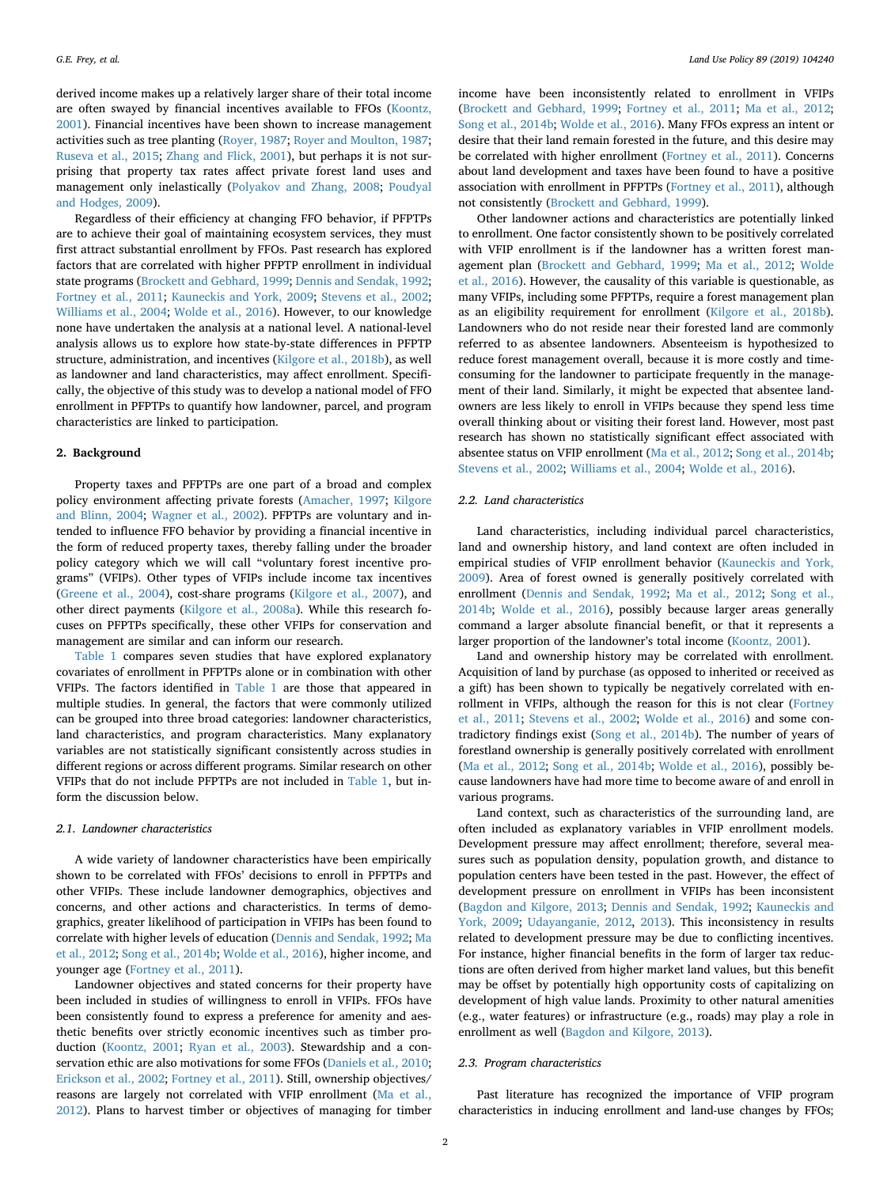derived income makes up a relatively larger share of their total income are often swayed by financial incentives available to FFOs (Koontz, 2001). Financial incentives have been shown to increase management activities such as tree planting (Royer, 1987; Royer and Moulton, 1987; Ruseva et al., 2015; Zhang and Flick, 2001), but perhaps it is not surprising that property tax rates affect private forest land uses and management only inelastically (Polyakov and Zhang, 2008; Poudyal and Hodges, 2009).

Regardless of their efficiency at changing FFO behavior, if PFPTPs are to achieve their goal of maintaining ecosystem services, they must first attract substantial enrollment by FFOs. Past research has explored factors that are correlated with higher PFPTP enrollment in individual state programs (Brockett and Gebhard, 1999; Dennis and Sendak, 1992; Fortney et al., 2011; Kauneckis and York, 2009; Stevens et al., 2002; Williams et al., 2004; Wolde et al., 2016). However, to our knowledge none have undertaken the analysis at a national level. A national-level analysis allows us to explore how state-by-state differences in PFPTP structure, administration, and incentives (Kilgore et al., 2018b), as well as landowner and land characteristics, may affect enrollment. Specifically, the objective of this study was to develop a national model of FFO enrollment in PFPTPs to quantify how landowner, parcel, and program characteristics are linked to participation.

## 2. Background

Property taxes and PFPTPs are one part of a broad and complex policy environment affecting private forests (Amacher, 1997; Kilgore and Blinn, 2004; Wagner et al., 2002). PFPTPs are voluntary and intended to influence FFO behavior by providing a financial incentive in the form of reduced property taxes, thereby falling under the broader policy category which we will call "voluntary forest incentive programs" (VFIPs). Other types of VFIPs include income tax incentives (Greene et al., 2004), cost-share programs (Kilgore et al., 2007), and other direct payments (Kilgore et al., 2008a). While this research focuses on PFPTPs specifically, these other VFIPs for conservation and management are similar and can inform our research.

Table 1 compares seven studies that have explored explanatory covariates of enrollment in PFPTPs alone or in combination with other VFIPs. The factors identified in Table 1 are those that appeared in multiple studies. In general, the factors that were commonly utilized can be grouped into three broad categories: landowner characteristics, land characteristics, and program characteristics. Many explanatory variables are not statistically significant consistently across studies in different regions or across different programs. Similar research on other VFIPs that do not include PFPTPs are not included in Table 1, but inform the discussion below.

### 2.1. Landowner characteristics

A wide variety of landowner characteristics have been empirically shown to be correlated with FFOs' decisions to enroll in PFPTPs and other VFIPs. These include landowner demographics, objectives and concerns, and other actions and characteristics. In terms of demographics, greater likelihood of participation in VFIPs has been found to correlate with higher levels of education (Dennis and Sendak, 1992; Ma et al., 2012; Song et al., 2014b; Wolde et al., 2016), higher income, and younger age (Fortney et al., 2011).

Landowner objectives and stated concerns for their property have been included in studies of willingness to enroll in VFIPs. FFOs have been consistently found to express a preference for amenity and aesthetic benefits over strictly economic incentives such as timber production (Koontz, 2001; Ryan et al., 2003). Stewardship and a conservation ethic are also motivations for some FFOs (Daniels et al., 2010; Erickson et al., 2002; Fortney et al., 2011). Still, ownership objectives/reasons are largely not correlated with VFIP enrollment (Ma et al., 2012). Plans to harvest timber or objectives of managing for timber income have been inconsistently related to enrollment in VFIPs (Brockett and Gebhard, 1999; Fortney et al., 2011; Ma et al., 2012; Song et al., 2014b; Wolde et al., 2016). Many FFOs express an intent or desire that their land remain forested in the future, and this desire may be correlated with higher enrollment (Fortney et al., 2011). Concerns about land development and taxes have been found to have a positive association with enrollment in PFPTPs (Fortney et al., 2011), although not consistently (Brockett and Gebhard, 1999).

Other landowner actions and characteristics are potentially linked to enrollment. One factor consistently shown to be positively correlated with VFIP enrollment is if the landowner has a written forest management plan (Brockett and Gebhard, 1999; Ma et al., 2012; Wolde et al., 2016). However, the causality of this variable is questionable, as many VFIPs, including some PFPTPs, require a forest management plan as an eligibility requirement for enrollment (Kilgore et al., 2018b). Landowners who do not reside near their forested land are commonly referred to as absentee landowners. Absenteeism is hypothesized to reduce forest management overall, because it is more costly and time-consuming for the landowner to participate frequently in the management of their land. Similarly, it might be expected that absentee landowners are less likely to enroll in VFIPs because they spend less time overall thinking about or visiting their forest land. However, most past research has shown no statistically significant effect associated with absentee status on VFIP enrollment (Ma et al., 2012; Song et al., 2014b; Stevens et al., 2002; Williams et al., 2004; Wolde et al., 2016).

### 2.2. Land characteristics

Land characteristics, including individual parcel characteristics, land and ownership history, and land context are often included in empirical studies of VFIP enrollment behavior (Kauneckis and York, 2009). Area of forest owned is generally positively correlated with enrollment (Dennis and Sendak, 1992; Ma et al., 2012; Song et al., 2014b; Wolde et al., 2016), possibly because larger areas generally command a larger absolute financial benefit, or that it represents a larger proportion of the landowner's total income (Koontz, 2001).

Land and ownership history may be correlated with enrollment. Acquisition of land by purchase (as opposed to inherited or received as a gift) has been shown to typically be negatively correlated with enrollment in VFIPs, although the reason for this is not clear (Fortney et al., 2011; Stevens et al., 2002; Wolde et al., 2016) and some contradictory findings exist (Song et al., 2014b). The number of years of forestland ownership is generally positively correlated with enrollment (Ma et al., 2012; Song et al., 2014b; Wolde et al., 2016), possibly because landowners have had more time to become aware of and enroll in various programs.

Land context, such as characteristics of the surrounding land, are often included as explanatory variables in VFIP enrollment models. Development pressure may affect enrollment; therefore, several measures such as population density, population growth, and distance to population centers have been tested in the past. However, the effect of development pressure on enrollment in VFIPs has been inconsistent (Bagdon and Kilgore, 2013; Dennis and Sendak, 1992; Kauneckis and York, 2009; Udayanganie, 2012, 2013). This inconsistency in results related to development pressure may be due to conflicting incentives. For instance, higher financial benefits in the form of larger tax reductions are often derived from higher market land values, but this benefit may be offset by potentially high opportunity costs of capitalizing on development of high value lands. Proximity to other natural amenities (e.g., water features) or infrastructure (e.g., roads) may play a role in enrollment as well (Bagdon and Kilgore, 2013).

### 2.3. Program characteristics

Past literature has recognized the importance of VFIP program characteristics in inducing enrollment and land-use changes by FFOs;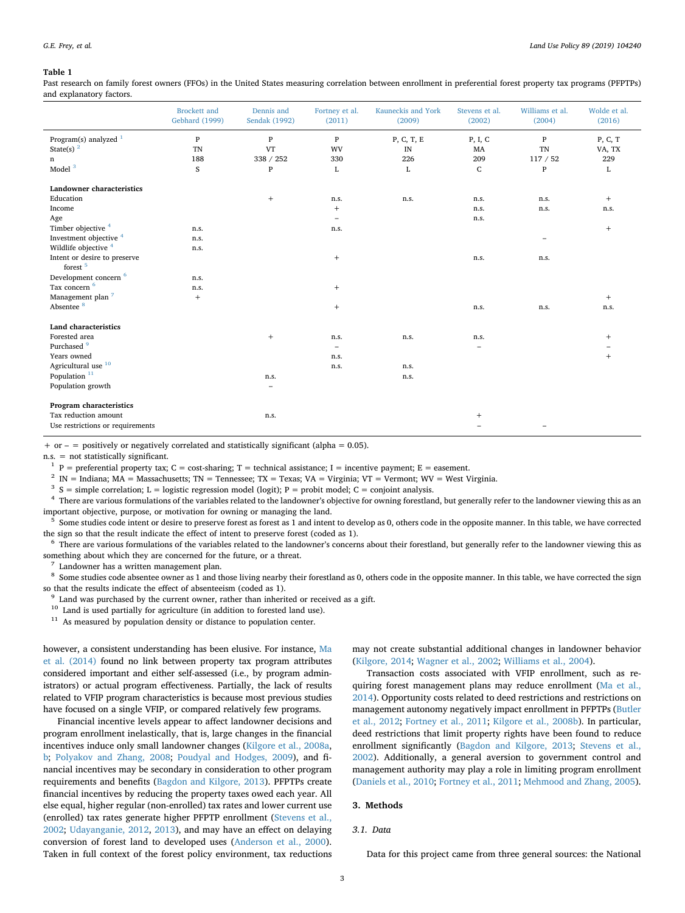**Table 1**

Past research on family forest owners (FFOs) in the United States measuring correlation between enrollment in preferential forest property tax programs (PFPTPs) and explanatory factors.

| | Brockett and Gebhard (1999) | Dennis and Sendak (1992) | Fortney et al. (2011) | Kauneckis and York (2009) | Stevens et al. (2002) | Williams et al. (2004) | Wolde et al. (2016) |
|---|---|---|---|---|---|---|---|
| Program(s) analyzed [1] | P | P | P | P, C, T, E | P, I, C | P | P, C, T |
| State(s) [2] | TN | VT | WV | IN | MA | TN | VA, TX |
| n | 188 | 338 / 252 | 330 | 226 | 209 | 117 / 52 | 229 |
| Model [3] | S | P | L | L | C | P | L |
| **Landowner characteristics** | | | | | | | |
| Education | | + | n.s. | n.s. | n.s. | n.s. | + |
| Income | | | + | | n.s. | n.s. | n.s. |
| Age | | | − | | n.s. | | |
| Timber objective [4] | n.s. | | n.s. | | | | + |
| Investment objective [4] | n.s. | | | | | − | |
| Wildlife objective [4] | n.s. | | | | | | |
| Intent or desire to preserve forest [5] | | | + | | n.s. | n.s. | |
| Development concern [6] | n.s. | | | | | | |
| Tax concern [6] | n.s. | | + | | | | |
| Management plan [7] | + | | | | | | + |
| Absentee [8] | | | + | | n.s. | n.s. | n.s. |
| **Land characteristics** | | | | | | | |
| Forested area | | + | n.s. | n.s. | n.s. | | + |
| Purchased [9] | | | − | | − | | − |
| Years owned | | | n.s. | | | | + |
| Agricultural use [10] | | | n.s. | n.s. | | | |
| Population [11] | | n.s. | | n.s. | | | |
| Population growth | | − | | | | | |
| **Program characteristics** | | | | | | | |
| Tax reduction amount | | n.s. | | | + | | |
| Use restrictions or requirements | | | | | − | − | |

+ or − = positively or negatively correlated and statistically significant (alpha = 0.05).

n.s. = not statistically significant.

[1] P = preferential property tax; C = cost-sharing; T = technical assistance; I = incentive payment; E = easement.

[2] IN = Indiana; MA = Massachusetts; TN = Tennessee; TX = Texas; VA = Virginia; VT = Vermont; WV = West Virginia.

[3] S = simple correlation; L = logistic regression model (logit); P = probit model; C = conjoint analysis.

[4] There are various formulations of the variables related to the landowner's objective for owning forestland, but generally refer to the landowner viewing this as an important objective, purpose, or motivation for owning or managing the land.

[5] Some studies code intent or desire to preserve forest as forest as 1 and intent to develop as 0, others code in the opposite manner. In this table, we have corrected the sign so that the result indicate the effect of intent to preserve forest (coded as 1).

[6] There are various formulations of the variables related to the landowner's concerns about their forestland, but generally refer to the landowner viewing this as something about which they are concerned for the future, or a threat.

[7] Landowner has a written management plan.

[8] Some studies code absentee owner as 1 and those living nearby their forestland as 0, others code in the opposite manner. In this table, we have corrected the sign so that the results indicate the effect of absenteeism (coded as 1).

[9] Land was purchased by the current owner, rather than inherited or received as a gift.

[10] Land is used partially for agriculture (in addition to forested land use).

[11] As measured by population density or distance to population center.

however, a consistent understanding has been elusive. For instance, Ma et al. (2014) found no link between property tax program attributes considered important and either self-assessed (i.e., by program administrators) or actual program effectiveness. Partially, the lack of results related to VFIP program characteristics is because most previous studies have focused on a single VFIP, or compared relatively few programs.

Financial incentive levels appear to affect landowner decisions and program enrollment inelastically, that is, large changes in the financial incentives induce only small landowner changes (Kilgore et al., 2008a, b; Polyakov and Zhang, 2008; Poudyal and Hodges, 2009), and financial incentives may be secondary in consideration to other program requirements and benefits (Bagdon and Kilgore, 2013). PFPTPs create financial incentives by reducing the property taxes owed each year. All else equal, higher regular (non-enrolled) tax rates and lower current use (enrolled) tax rates generate higher PFPTP enrollment (Stevens et al., 2002; Udayanganie, 2012, 2013), and may have an effect on delaying conversion of forest land to developed uses (Anderson et al., 2000). Taken in full context of the forest policy environment, tax reductions may not create substantial additional changes in landowner behavior (Kilgore, 2014; Wagner et al., 2002; Williams et al., 2004).

Transaction costs associated with VFIP enrollment, such as requiring forest management plans may reduce enrollment (Ma et al., 2014). Opportunity costs related to deed restrictions and restrictions on management autonomy negatively impact enrollment in PFPTPs (Butler et al., 2012; Fortney et al., 2011; Kilgore et al., 2008b). In particular, deed restrictions that limit property rights have been found to reduce enrollment significantly (Bagdon and Kilgore, 2013; Stevens et al., 2002). Additionally, a general aversion to government control and management authority may play a role in limiting program enrollment (Daniels et al., 2010; Fortney et al., 2011; Mehmood and Zhang, 2005).

## 3. Methods

### 3.1. Data

Data for this project came from three general sources: the National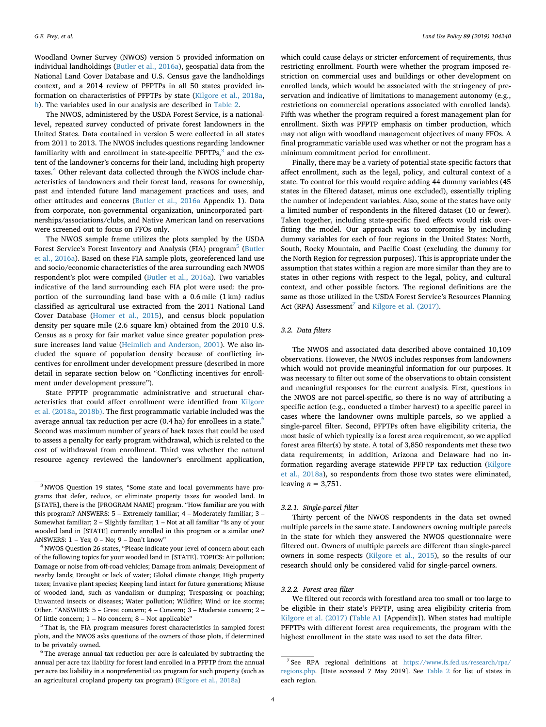Woodland Owner Survey (NWOS) version 5 provided information on individual landholdings (Butler et al., 2016a), geospatial data from the National Land Cover Database and U.S. Census gave the landholdings context, and a 2014 review of PFPTPs in all 50 states provided information on characteristics of PFPTPs by state (Kilgore et al., 2018a, b). The variables used in our analysis are described in Table 2.

The NWOS, administered by the USDA Forest Service, is a national-level, repeated survey conducted of private forest landowners in the United States. Data contained in version 5 were collected in all states from 2011 to 2013. The NWOS includes questions regarding landowner familiarity with and enrollment in state-specific PFPTPs,[3] and the extent of the landowner's concerns for their land, including high property taxes.[4] Other relevant data collected through the NWOS include characteristics of landowners and their forest land, reasons for ownership, past and intended future land management practices and uses, and other attitudes and concerns (Butler et al., 2016a Appendix 1). Data from corporate, non-governmental organization, unincorporated partnerships/associations/clubs, and Native American land on reservations were screened out to focus on FFOs only.

The NWOS sample frame utilizes the plots sampled by the USDA Forest Service's Forest Inventory and Analysis (FIA) program[5] (Butler et al., 2016a). Based on these FIA sample plots, georeferenced land use and socio/economic characteristics of the area surrounding each NWOS respondent's plot were compiled (Butler et al., 2016a). Two variables indicative of the land surrounding each FIA plot were used: the proportion of the surrounding land base with a 0.6 mile (1 km) radius classified as agricultural use extracted from the 2011 National Land Cover Database (Homer et al., 2015), and census block population density per square mile (2.6 square km) obtained from the 2010 U.S. Census as a proxy for fair market value since greater population pressure increases land value (Heimlich and Anderson, 2001). We also included the square of population density because of conflicting incentives for enrollment under development pressure (described in more detail in separate section below on "Conflicting incentives for enrollment under development pressure").

State PFPTP programmatic administrative and structural characteristics that could affect enrollment were identified from Kilgore et al. (2018a, 2018b). The first programmatic variable included was the average annual tax reduction per acre (0.4 ha) for enrollees in a state.[6] Second was maximum number of years of back taxes that could be used to assess a penalty for early program withdrawal, which is related to the cost of withdrawal from enrollment. Third was whether the natural resource agency reviewed the landowner's enrollment application, which could cause delays or stricter enforcement of requirements, thus restricting enrollment. Fourth were whether the program imposed restriction on commercial uses and buildings or other development on enrolled lands, which would be associated with the stringency of preservation and indicative of limitations to management autonomy (e.g., restrictions on commercial operations associated with enrolled lands). Fifth was whether the program required a forest management plan for enrollment. Sixth was PFPTP emphasis on timber production, which may not align with woodland management objectives of many FFOs. A final programmatic variable used was whether or not the program has a minimum commitment period for enrollment.

Finally, there may be a variety of potential state-specific factors that affect enrollment, such as the legal, policy, and cultural context of a state. To control for this would require adding 44 dummy variables (45 states in the filtered dataset, minus one excluded), essentially tripling the number of independent variables. Also, some of the states have only a limited number of respondents in the filtered dataset (10 or fewer). Taken together, including state-specific fixed effects would risk overfitting the model. Our approach was to compromise by including dummy variables for each of four regions in the United States: North, South, Rocky Mountain, and Pacific Coast (excluding the dummy for the North Region for regression purposes). This is appropriate under the assumption that states within a region are more similar than they are to states in other regions with respect to the legal, policy, and cultural context, and other possible factors. The regional definitions are the same as those utilized in the USDA Forest Service's Resources Planning Act (RPA) Assessment[7] and Kilgore et al. (2017).

### 3.2. Data filters

The NWOS and associated data described above contained 10,109 observations. However, the NWOS includes responses from landowners which would not provide meaningful information for our purposes. It was necessary to filter out some of the observations to obtain consistent and meaningful responses for the current analysis. First, questions in the NWOS are not parcel-specific, so there is no way of attributing a specific action (e.g., conducted a timber harvest) to a specific parcel in cases where the landowner owns multiple parcels, so we applied a single-parcel filter. Second, PFPTPs often have eligibility criteria, the most basic of which typically is a forest area requirement, so we applied forest area filter(s) by state. A total of 3,850 respondents met these two data requirements; in addition, Arizona and Delaware had no information regarding average statewide PFPTP tax reduction (Kilgore et al., 2018a), so respondents from those two states were eliminated, leaving $n = 3{,}751$.

#### 3.2.1. Single-parcel filter

Thirty percent of the NWOS respondents in the data set owned multiple parcels in the same state. Landowners owning multiple parcels in the state for which they answered the NWOS questionnaire were filtered out. Owners of multiple parcels are different than single-parcel owners in some respects (Kilgore et al., 2015), so the results of our research should only be considered valid for single-parcel owners.

#### 3.2.2. Forest area filter

We filtered out records with forestland area too small or too large to be eligible in their state's PFPTP, using area eligibility criteria from Kilgore et al. (2017) (Table A1 [Appendix]). When states had multiple PFPTPs with different forest area requirements, the program with the highest enrollment in the state was used to set the data filter.

---

[3] NWOS Question 19 states, "Some state and local governments have programs that defer, reduce, or eliminate property taxes for wooded land. In [STATE], there is the [PROGRAM NAME] program. "How familiar are you with this program? ANSWERS: 5 – Extremely familiar; 4 – Moderately familiar; 3 – Somewhat familiar; 2 – Slightly familiar; 1 – Not at all familiar "Is any of your wooded land in [STATE] currently enrolled in this program or a similar one? ANSWERS: 1 – Yes; 0 – No; 9 – Don't know"

[4] NWOS Question 26 states, "Please indicate your level of concern about each of the following topics for your wooded land in [STATE]. TOPICS: Air pollution; Damage or noise from off-road vehicles; Damage from animals; Development of nearby lands; Drought or lack of water; Global climate change; High property taxes; Invasive plant species; Keeping land intact for future generations; Misuse of wooded land, such as vandalism or dumping; Trespassing or poaching; Unwanted insects or diseases; Water pollution; Wildfire; Wind or ice storms; Other. "ANSWERS: 5 – Great concern; 4 – Concern; 3 – Moderate concern; 2 – Of little concern; 1 – No concern; 8 – Not applicable"

[5] That is, the FIA program measures forest characteristics in sampled forest plots, and the NWOS asks questions of the owners of those plots, if determined to be privately owned.

[6] The average annual tax reduction per acre is calculated by subtracting the annual per acre tax liability for forest land enrolled in a PFPTP from the annual per acre tax liability in a nonpreferential tax program for such property (such as an agricultural cropland property tax program) (Kilgore et al., 2018a)

[7] See RPA regional definitions at https://www.fs.fed.us/research/rpa/regions.php. [Date accessed 7 May 2019]. See Table 2 for list of states in each region.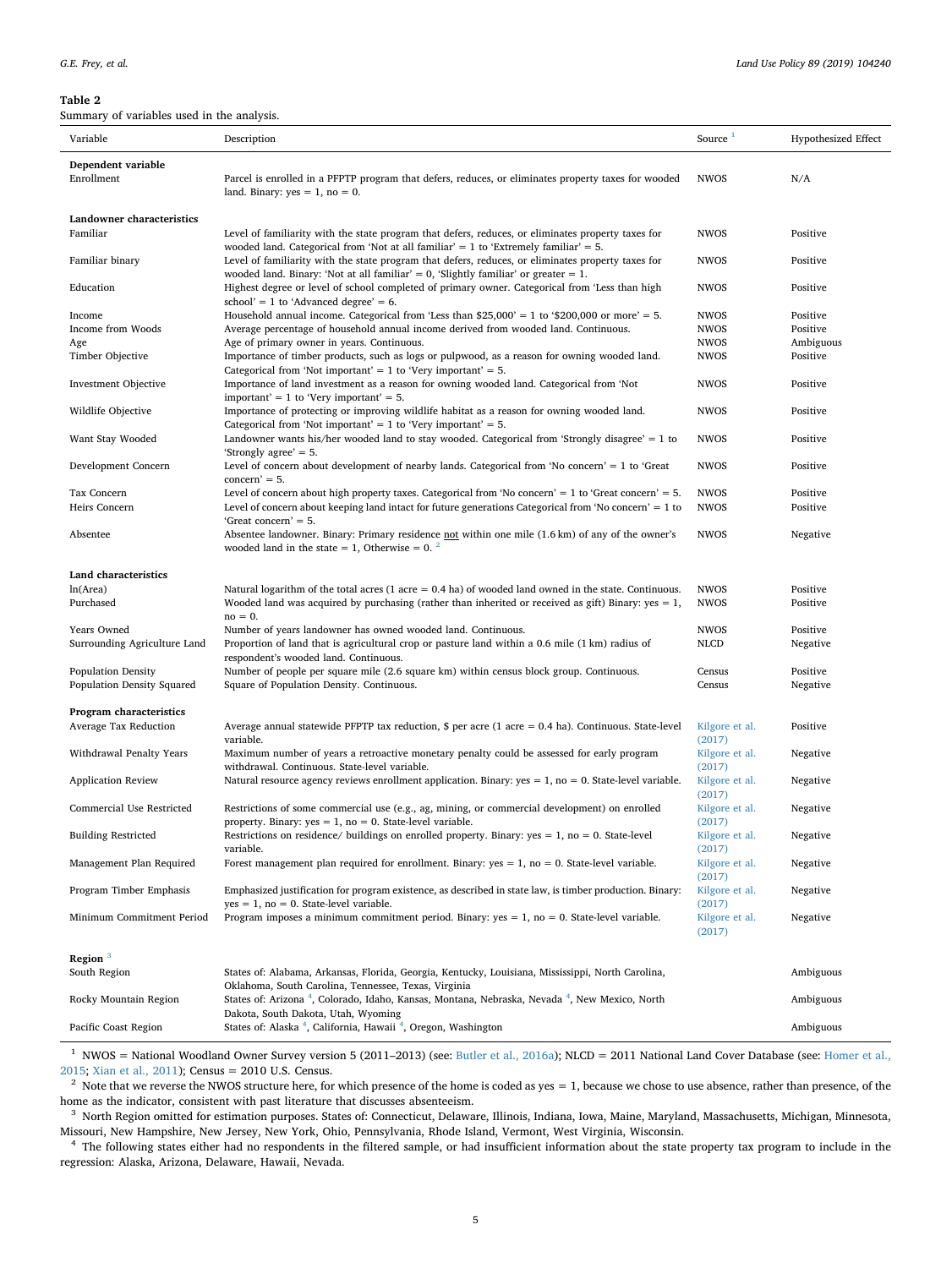**Table 2**

Summary of variables used in the analysis.

| Variable | Description | Source [1] | Hypothesized Effect |
|---|---|---|---|
| **Dependent variable** | | | |
| Enrollment | Parcel is enrolled in a PFPTP program that defers, reduces, or eliminates property taxes for wooded land. Binary: yes = 1, no = 0. | NWOS | N/A |
| **Landowner characteristics** | | | |
| Familiar | Level of familiarity with the state program that defers, reduces, or eliminates property taxes for wooded land. Categorical from 'Not at all familiar' = 1 to 'Extremely familiar' = 5. | NWOS | Positive |
| Familiar binary | Level of familiarity with the state program that defers, reduces, or eliminates property taxes for wooded land. Binary: 'Not at all familiar' = 0, 'Slightly familiar' or greater = 1. | NWOS | Positive |
| Education | Highest degree or level of school completed of primary owner. Categorical from 'Less than high school' = 1 to 'Advanced degree' = 6. | NWOS | Positive |
| Income | Household annual income. Categorical from 'Less than $25,000' = 1 to '$200,000 or more' = 5. | NWOS | Positive |
| Income from Woods | Average percentage of household annual income derived from wooded land. Continuous. | NWOS | Positive |
| Age | Age of primary owner in years. Continuous. | NWOS | Ambiguous |
| Timber Objective | Importance of timber products, such as logs or pulpwood, as a reason for owning wooded land. Categorical from 'Not important' = 1 to 'Very important' = 5. | NWOS | Positive |
| Investment Objective | Importance of land investment as a reason for owning wooded land. Categorical from 'Not important' = 1 to 'Very important' = 5. | NWOS | Positive |
| Wildlife Objective | Importance of protecting or improving wildlife habitat as a reason for owning wooded land. Categorical from 'Not important' = 1 to 'Very important' = 5. | NWOS | Positive |
| Want Stay Wooded | Landowner wants his/her wooded land to stay wooded. Categorical from 'Strongly disagree' = 1 to 'Strongly agree' = 5. | NWOS | Positive |
| Development Concern | Level of concern about development of nearby lands. Categorical from 'No concern' = 1 to 'Great concern' = 5. | NWOS | Positive |
| Tax Concern | Level of concern about high property taxes. Categorical from 'No concern' = 1 to 'Great concern' = 5. | NWOS | Positive |
| Heirs Concern | Level of concern about keeping land intact for future generations Categorical from 'No concern' = 1 to 'Great concern' = 5. | NWOS | Positive |
| Absentee | Absentee landowner. Binary: Primary residence not within one mile (1.6 km) of any of the owner's wooded land in the state = 1, Otherwise = 0. [2] | NWOS | Negative |
| **Land characteristics** | | | |
| ln(Area) | Natural logarithm of the total acres (1 acre = 0.4 ha) of wooded land owned in the state. Continuous. | NWOS | Positive |
| Purchased | Wooded land was acquired by purchasing (rather than inherited or received as gift) Binary: yes = 1, no = 0. | NWOS | Positive |
| Years Owned | Number of years landowner has owned wooded land. Continuous. | NWOS | Positive |
| Surrounding Agriculture Land | Proportion of land that is agricultural crop or pasture land within a 0.6 mile (1 km) radius of respondent's wooded land. Continuous. | NLCD | Negative |
| Population Density | Number of people per square mile (2.6 square km) within census block group. Continuous. | Census | Positive |
| Population Density Squared | Square of Population Density. Continuous. | Census | Negative |
| **Program characteristics** | | | |
| Average Tax Reduction | Average annual statewide PFPTP tax reduction, $ per acre (1 acre = 0.4 ha). Continuous. State-level variable. | Kilgore et al. (2017) | Positive |
| Withdrawal Penalty Years | Maximum number of years a retroactive monetary penalty could be assessed for early program withdrawal. Continuous. State-level variable. | Kilgore et al. (2017) | Negative |
| Application Review | Natural resource agency reviews enrollment application. Binary: yes = 1, no = 0. State-level variable. | Kilgore et al. (2017) | Negative |
| Commercial Use Restricted | Restrictions of some commercial use (e.g., ag, mining, or commercial development) on enrolled property. Binary: yes = 1, no = 0. State-level variable. | Kilgore et al. (2017) | Negative |
| Building Restricted | Restrictions on residence/ buildings on enrolled property. Binary: yes = 1, no = 0. State-level variable. | Kilgore et al. (2017) | Negative |
| Management Plan Required | Forest management plan required for enrollment. Binary: yes = 1, no = 0. State-level variable. | Kilgore et al. (2017) | Negative |
| Program Timber Emphasis | Emphasized justification for program existence, as described in state law, is timber production. Binary: yes = 1, no = 0. State-level variable. | Kilgore et al. (2017) | Negative |
| Minimum Commitment Period | Program imposes a minimum commitment period. Binary: yes = 1, no = 0. State-level variable. | Kilgore et al. (2017) | Negative |
| **Region** [3] | | | |
| South Region | States of: Alabama, Arkansas, Florida, Georgia, Kentucky, Louisiana, Mississippi, North Carolina, Oklahoma, South Carolina, Tennessee, Texas, Virginia | | Ambiguous |
| Rocky Mountain Region | States of: Arizona [4], Colorado, Idaho, Kansas, Montana, Nebraska, Nevada [4], New Mexico, North Dakota, South Dakota, Utah, Wyoming | | Ambiguous |
| Pacific Coast Region | States of: Alaska [4], California, Hawaii [4], Oregon, Washington | | Ambiguous |

[1] NWOS = National Woodland Owner Survey version 5 (2011–2013) (see: Butler et al., 2016a); NLCD = 2011 National Land Cover Database (see: Homer et al., 2015; Xian et al., 2011); Census = 2010 U.S. Census.

[2] Note that we reverse the NWOS structure here, for which presence of the home is coded as yes = 1, because we chose to use absence, rather than presence, of the home as the indicator, consistent with past literature that discusses absenteeism.

[3] North Region omitted for estimation purposes. States of: Connecticut, Delaware, Illinois, Indiana, Iowa, Maine, Maryland, Massachusetts, Michigan, Minnesota, Missouri, New Hampshire, New Jersey, New York, Ohio, Pennsylvania, Rhode Island, Vermont, West Virginia, Wisconsin.

[4] The following states either had no respondents in the filtered sample, or had insufficient information about the state property tax program to include in the regression: Alaska, Arizona, Delaware, Hawaii, Nevada.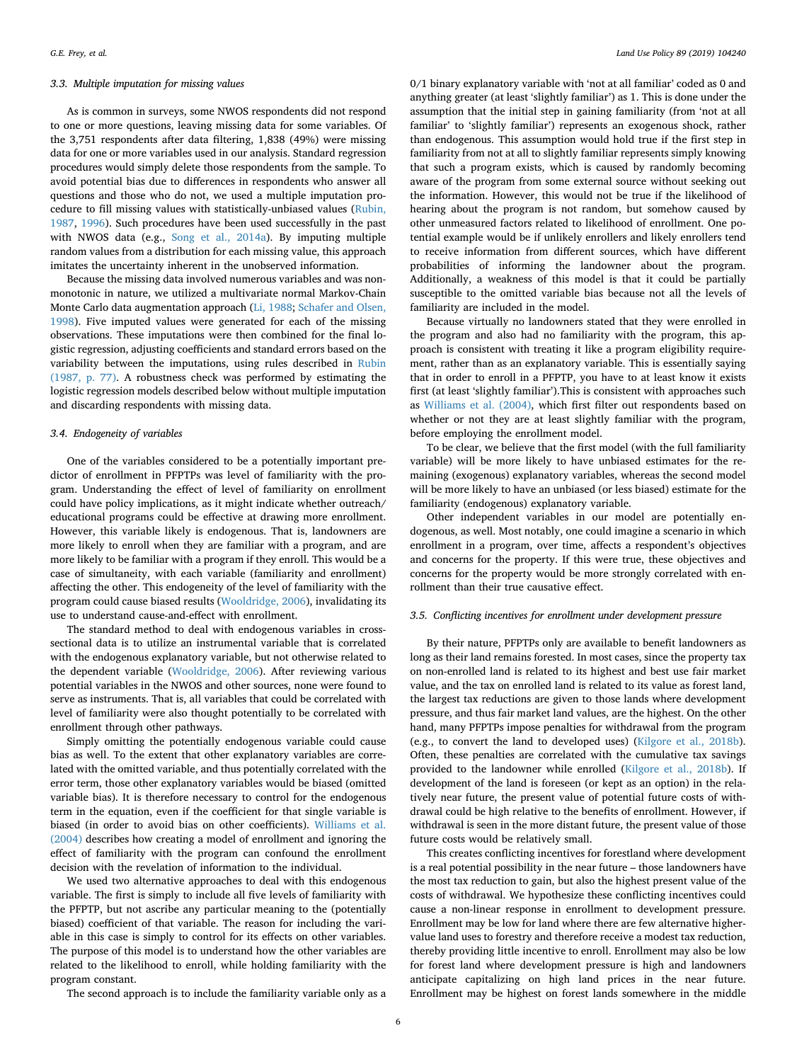### 3.3. Multiple imputation for missing values

As is common in surveys, some NWOS respondents did not respond to one or more questions, leaving missing data for some variables. Of the 3,751 respondents after data filtering, 1,838 (49%) were missing data for one or more variables used in our analysis. Standard regression procedures would simply delete those respondents from the sample. To avoid potential bias due to differences in respondents who answer all questions and those who do not, we used a multiple imputation procedure to fill missing values with statistically-unbiased values (Rubin, 1987, 1996). Such procedures have been used successfully in the past with NWOS data (e.g., Song et al., 2014a). By imputing multiple random values from a distribution for each missing value, this approach imitates the uncertainty inherent in the unobserved information.

Because the missing data involved numerous variables and was non-monotonic in nature, we utilized a multivariate normal Markov-Chain Monte Carlo data augmentation approach (Li, 1988; Schafer and Olsen, 1998). Five imputed values were generated for each of the missing observations. These imputations were then combined for the final logistic regression, adjusting coefficients and standard errors based on the variability between the imputations, using rules described in Rubin (1987, p. 77). A robustness check was performed by estimating the logistic regression models described below without multiple imputation and discarding respondents with missing data.

### 3.4. Endogeneity of variables

One of the variables considered to be a potentially important predictor of enrollment in PFPTPs was level of familiarity with the program. Understanding the effect of level of familiarity on enrollment could have policy implications, as it might indicate whether outreach/educational programs could be effective at drawing more enrollment. However, this variable likely is endogenous. That is, landowners are more likely to enroll when they are familiar with a program, and are more likely to be familiar with a program if they enroll. This would be a case of simultaneity, with each variable (familiarity and enrollment) affecting the other. This endogeneity of the level of familiarity with the program could cause biased results (Wooldridge, 2006), invalidating its use to understand cause-and-effect with enrollment.

The standard method to deal with endogenous variables in cross-sectional data is to utilize an instrumental variable that is correlated with the endogenous explanatory variable, but not otherwise related to the dependent variable (Wooldridge, 2006). After reviewing various potential variables in the NWOS and other sources, none were found to serve as instruments. That is, all variables that could be correlated with level of familiarity were also thought potentially to be correlated with enrollment through other pathways.

Simply omitting the potentially endogenous variable could cause bias as well. To the extent that other explanatory variables are correlated with the omitted variable, and thus potentially correlated with the error term, those other explanatory variables would be biased (omitted variable bias). It is therefore necessary to control for the endogenous term in the equation, even if the coefficient for that single variable is biased (in order to avoid bias on other coefficients). Williams et al. (2004) describes how creating a model of enrollment and ignoring the effect of familiarity with the program can confound the enrollment decision with the revelation of information to the individual.

We used two alternative approaches to deal with this endogenous variable. The first is simply to include all five levels of familiarity with the PFPTP, but not ascribe any particular meaning to the (potentially biased) coefficient of that variable. The reason for including the variable in this case is simply to control for its effects on other variables. The purpose of this model is to understand how the other variables are related to the likelihood to enroll, while holding familiarity with the program constant.

The second approach is to include the familiarity variable only as a 0/1 binary explanatory variable with 'not at all familiar' coded as 0 and anything greater (at least 'slightly familiar') as 1. This is done under the assumption that the initial step in gaining familiarity (from 'not at all familiar' to 'slightly familiar') represents an exogenous shock, rather than endogenous. This assumption would hold true if the first step in familiarity from not at all to slightly familiar represents simply knowing that such a program exists, which is caused by randomly becoming aware of the program from some external source without seeking out the information. However, this would not be true if the likelihood of hearing about the program is not random, but somehow caused by other unmeasured factors related to likelihood of enrollment. One potential example would be if unlikely enrollers and likely enrollers tend to receive information from different sources, which have different probabilities of informing the landowner about the program. Additionally, a weakness of this model is that it could be partially susceptible to the omitted variable bias because not all the levels of familiarity are included in the model.

Because virtually no landowners stated that they were enrolled in the program and also had no familiarity with the program, this approach is consistent with treating it like a program eligibility requirement, rather than as an explanatory variable. This is essentially saying that in order to enroll in a PFPTP, you have to at least know it exists first (at least 'slightly familiar').This is consistent with approaches such as Williams et al. (2004), which first filter out respondents based on whether or not they are at least slightly familiar with the program, before employing the enrollment model.

To be clear, we believe that the first model (with the full familiarity variable) will be more likely to have unbiased estimates for the remaining (exogenous) explanatory variables, whereas the second model will be more likely to have an unbiased (or less biased) estimate for the familiarity (endogenous) explanatory variable.

Other independent variables in our model are potentially endogenous, as well. Most notably, one could imagine a scenario in which enrollment in a program, over time, affects a respondent's objectives and concerns for the property. If this were true, these objectives and concerns for the property would be more strongly correlated with enrollment than their true causative effect.

### 3.5. Conflicting incentives for enrollment under development pressure

By their nature, PFPTPs only are available to benefit landowners as long as their land remains forested. In most cases, since the property tax on non-enrolled land is related to its highest and best use fair market value, and the tax on enrolled land is related to its value as forest land, the largest tax reductions are given to those lands where development pressure, and thus fair market land values, are the highest. On the other hand, many PFPTPs impose penalties for withdrawal from the program (e.g., to convert the land to developed uses) (Kilgore et al., 2018b). Often, these penalties are correlated with the cumulative tax savings provided to the landowner while enrolled (Kilgore et al., 2018b). If development of the land is foreseen (or kept as an option) in the relatively near future, the present value of potential future costs of withdrawal could be high relative to the benefits of enrollment. However, if withdrawal is seen in the more distant future, the present value of those future costs would be relatively small.

This creates conflicting incentives for forestland where development is a real potential possibility in the near future – those landowners have the most tax reduction to gain, but also the highest present value of the costs of withdrawal. We hypothesize these conflicting incentives could cause a non-linear response in enrollment to development pressure. Enrollment may be low for land where there are few alternative higher-value land uses to forestry and therefore receive a modest tax reduction, thereby providing little incentive to enroll. Enrollment may also be low for forest land where development pressure is high and landowners anticipate capitalizing on high land prices in the near future. Enrollment may be highest on forest lands somewhere in the middle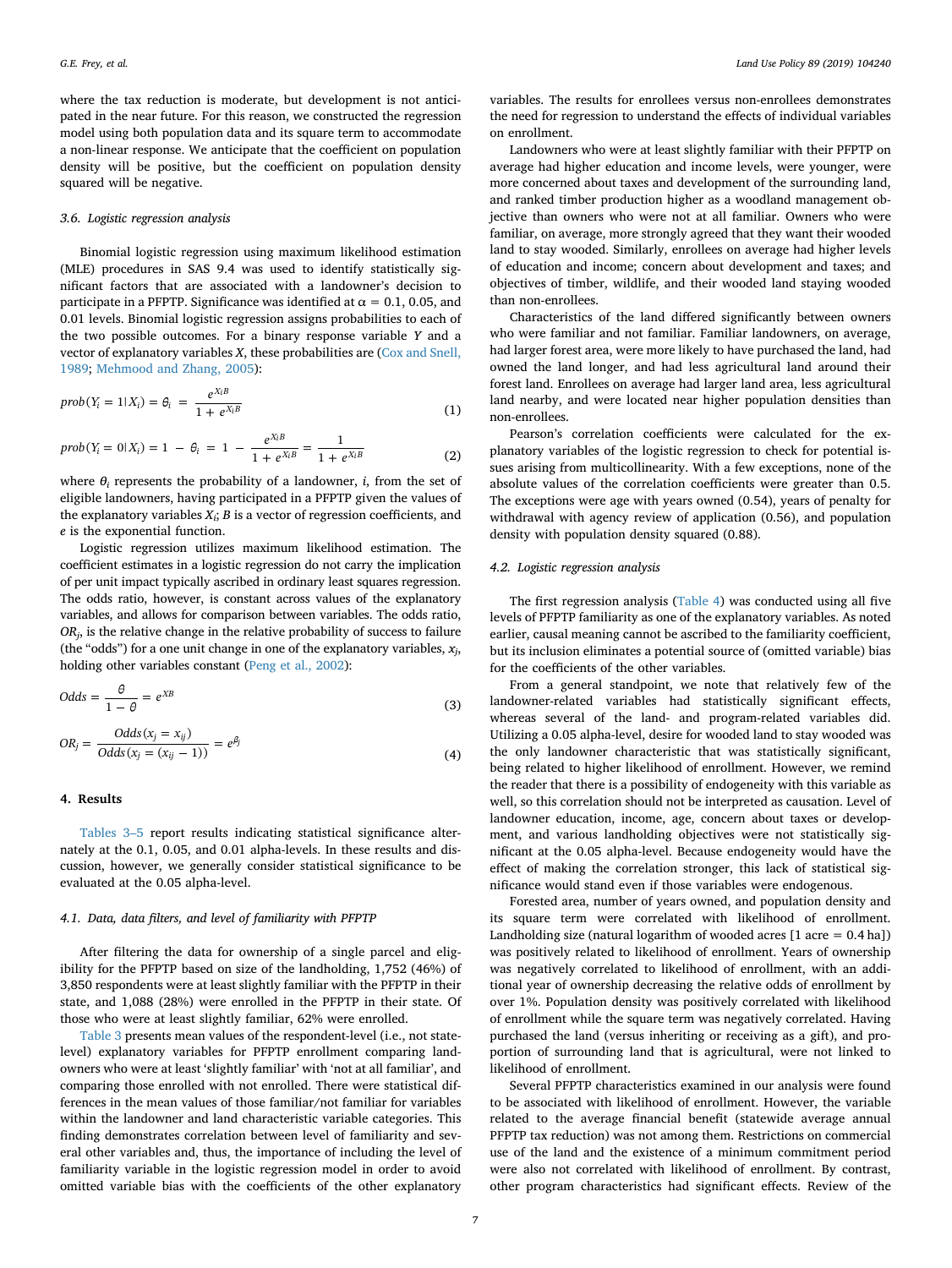where the tax reduction is moderate, but development is not anticipated in the near future. For this reason, we constructed the regression model using both population data and its square term to accommodate a non-linear response. We anticipate that the coefficient on population density will be positive, but the coefficient on population density squared will be negative.

### 3.6. Logistic regression analysis

Binomial logistic regression using maximum likelihood estimation (MLE) procedures in SAS 9.4 was used to identify statistically significant factors that are associated with a landowner's decision to participate in a PFPTP. Significance was identified at $\alpha = 0.1$, 0.05, and 0.01 levels. Binomial logistic regression assigns probabilities to each of the two possible outcomes. For a binary response variable $Y$ and a vector of explanatory variables $X$, these probabilities are (Cox and Snell, 1989; Mehmood and Zhang, 2005):

$$prob(Y_i = 1|X_i) = \theta_i = \frac{e^{X_i B}}{1 + e^{X_i B}} \tag{1}$$

$$prob(Y_i = 0|X_i) = 1 - \theta_i = 1 - \frac{e^{X_i B}}{1 + e^{X_i B}} = \frac{1}{1 + e^{X_i B}} \tag{2}$$

where $\theta_i$ represents the probability of a landowner, $i$, from the set of eligible landowners, having participated in a PFPTP given the values of the explanatory variables $X_i$; $B$ is a vector of regression coefficients, and $e$ is the exponential function.

Logistic regression utilizes maximum likelihood estimation. The coefficient estimates in a logistic regression do not carry the implication of per unit impact typically ascribed in ordinary least squares regression. The odds ratio, however, is constant across values of the explanatory variables, and allows for comparison between variables. The odds ratio, $OR_j$, is the relative change in the relative probability of success to failure (the "odds") for a one unit change in one of the explanatory variables, $x_j$, holding other variables constant (Peng et al., 2002):

$$Odds = \frac{\theta}{1 - \theta} = e^{XB} \tag{3}$$

$$OR_j = \frac{Odds(x_j = x_{ij})}{Odds(x_j = (x_{ij} - 1))} = e^{\beta_j} \tag{4}$$

## 4. Results

Tables 3–5 report results indicating statistical significance alternately at the 0.1, 0.05, and 0.01 alpha-levels. In these results and discussion, however, we generally consider statistical significance to be evaluated at the 0.05 alpha-level.

### 4.1. Data, data filters, and level of familiarity with PFPTP

After filtering the data for ownership of a single parcel and eligibility for the PFPTP based on size of the landholding, 1,752 (46%) of 3,850 respondents were at least slightly familiar with the PFPTP in their state, and 1,088 (28%) were enrolled in the PFPTP in their state. Of those who were at least slightly familiar, 62% were enrolled.

Table 3 presents mean values of the respondent-level (i.e., not state-level) explanatory variables for PFPTP enrollment comparing landowners who were at least 'slightly familiar' with 'not at all familiar', and comparing those enrolled with not enrolled. There were statistical differences in the mean values of those familiar/not familiar for variables within the landowner and land characteristic variable categories. This finding demonstrates correlation between level of familiarity and several other variables and, thus, the importance of including the level of familiarity variable in the logistic regression model in order to avoid omitted variable bias with the coefficients of the other explanatory variables. The results for enrollees versus non-enrollees demonstrates the need for regression to understand the effects of individual variables on enrollment.

Landowners who were at least slightly familiar with their PFPTP on average had higher education and income levels, were younger, were more concerned about taxes and development of the surrounding land, and ranked timber production higher as a woodland management objective than owners who were not at all familiar. Owners who were familiar, on average, more strongly agreed that they want their wooded land to stay wooded. Similarly, enrollees on average had higher levels of education and income; concern about development and taxes; and objectives of timber, wildlife, and their wooded land staying wooded than non-enrollees.

Characteristics of the land differed significantly between owners who were familiar and not familiar. Familiar landowners, on average, had larger forest area, were more likely to have purchased the land, had owned the land longer, and had less agricultural land around their forest land. Enrollees on average had larger land area, less agricultural land nearby, and were located near higher population densities than non-enrollees.

Pearson's correlation coefficients were calculated for the explanatory variables of the logistic regression to check for potential issues arising from multicollinearity. With a few exceptions, none of the absolute values of the correlation coefficients were greater than 0.5. The exceptions were age with years owned (0.54), years of penalty for withdrawal with agency review of application (0.56), and population density with population density squared (0.88).

### 4.2. Logistic regression analysis

The first regression analysis (Table 4) was conducted using all five levels of PFPTP familiarity as one of the explanatory variables. As noted earlier, causal meaning cannot be ascribed to the familiarity coefficient, but its inclusion eliminates a potential source of (omitted variable) bias for the coefficients of the other variables.

From a general standpoint, we note that relatively few of the landowner-related variables had statistically significant effects, whereas several of the land- and program-related variables did. Utilizing a 0.05 alpha-level, desire for wooded land to stay wooded was the only landowner characteristic that was statistically significant, being related to higher likelihood of enrollment. However, we remind the reader that there is a possibility of endogeneity with this variable as well, so this correlation should not be interpreted as causation. Level of landowner education, income, age, concern about taxes or development, and various landholding objectives were not statistically significant at the 0.05 alpha-level. Because endogeneity would have the effect of making the correlation stronger, this lack of statistical significance would stand even if those variables were endogenous.

Forested area, number of years owned, and population density and its square term were correlated with likelihood of enrollment. Landholding size (natural logarithm of wooded acres [1 acre = 0.4 ha]) was positively related to likelihood of enrollment. Years of ownership was negatively correlated to likelihood of enrollment, with an additional year of ownership decreasing the relative odds of enrollment by over 1%. Population density was positively correlated with likelihood of enrollment while the square term was negatively correlated. Having purchased the land (versus inheriting or receiving as a gift), and proportion of surrounding land that is agricultural, were not linked to likelihood of enrollment.

Several PFPTP characteristics examined in our analysis were found to be associated with likelihood of enrollment. However, the variable related to the average financial benefit (statewide average annual PFPTP tax reduction) was not among them. Restrictions on commercial use of the land and the existence of a minimum commitment period were also not correlated with likelihood of enrollment. By contrast, other program characteristics had significant effects. Review of the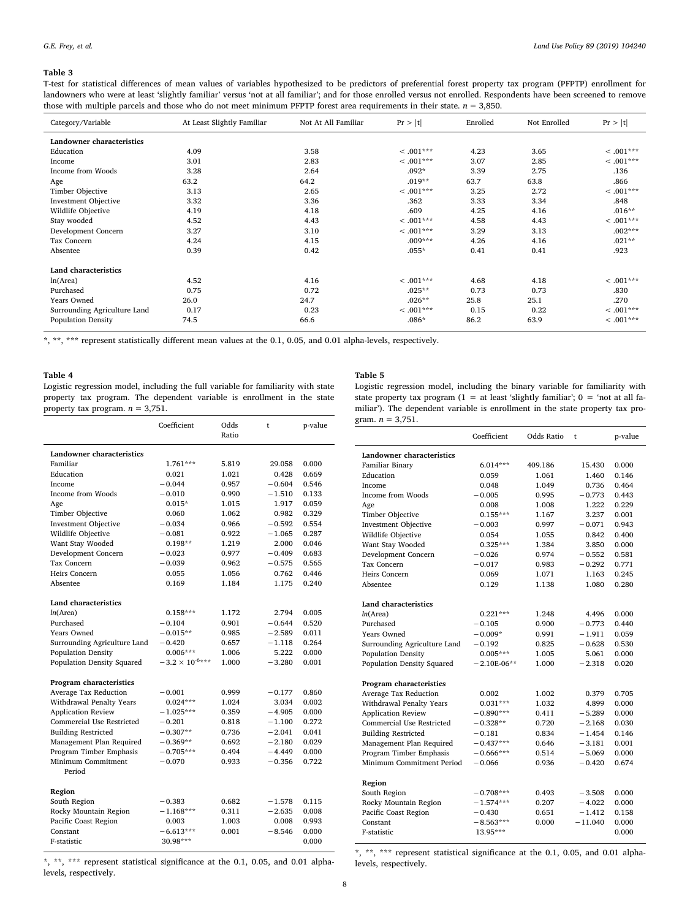**Table 3**

T-test for statistical differences of mean values of variables hypothesized to be predictors of preferential forest property tax program (PFPTP) enrollment for landowners who were at least 'slightly familiar' versus 'not at all familiar'; and for those enrolled versus not enrolled. Respondents have been screened to remove those with multiple parcels and those who do not meet minimum PFPTP forest area requirements in their state. $n = 3{,}850$.

| Category/Variable | At Least Slightly Familiar | Not At All Familiar | Pr > \|t\| | Enrolled | Not Enrolled | Pr > \|t\| |
|---|---|---|---|---|---|---|
| **Landowner characteristics** | | | | | | |
| Education | 4.09 | 3.58 | < .001*** | 4.23 | 3.65 | < .001*** |
| Income | 3.01 | 2.83 | < .001*** | 3.07 | 2.85 | < .001*** |
| Income from Woods | 3.28 | 2.64 | .092* | 3.39 | 2.75 | .136 |
| Age | 63.2 | 64.2 | .019** | 63.7 | 63.8 | .866 |
| Timber Objective | 3.13 | 2.65 | < .001*** | 3.25 | 2.72 | < .001*** |
| Investment Objective | 3.32 | 3.36 | .362 | 3.33 | 3.34 | .848 |
| Wildlife Objective | 4.19 | 4.18 | .609 | 4.25 | 4.16 | .016** |
| Stay wooded | 4.52 | 4.43 | < .001*** | 4.58 | 4.43 | < .001*** |
| Development Concern | 3.27 | 3.10 | < .001*** | 3.29 | 3.13 | .002*** |
| Tax Concern | 4.24 | 4.15 | .009*** | 4.26 | 4.16 | .021** |
| Absentee | 0.39 | 0.42 | .055* | 0.41 | 0.41 | .923 |
| **Land characteristics** | | | | | | |
| ln(Area) | 4.52 | 4.16 | < .001*** | 4.68 | 4.18 | < .001*** |
| Purchased | 0.75 | 0.72 | .025** | 0.73 | 0.73 | .830 |
| Years Owned | 26.0 | 24.7 | .026** | 25.8 | 25.1 | .270 |
| Surrounding Agriculture Land | 0.17 | 0.23 | < .001*** | 0.15 | 0.22 | < .001*** |
| Population Density | 74.5 | 66.6 | .086* | 86.2 | 63.9 | < .001*** |

*, **, *** represent statistically different mean values at the 0.1, 0.05, and 0.01 alpha-levels, respectively.

**Table 4**

Logistic regression model, including the full variable for familiarity with state property tax program. The dependent variable is enrollment in the state property tax program. $n = 3{,}751$.

| | Coefficient | Odds Ratio | t | p-value |
|---|---|---|---|---|
| **Landowner characteristics** | | | | |
| Familiar | 1.761*** | 5.819 | 29.058 | 0.000 |
| Education | 0.021 | 1.021 | 0.428 | 0.669 |
| Income | −0.044 | 0.957 | −0.604 | 0.546 |
| Income from Woods | −0.010 | 0.990 | −1.510 | 0.133 |
| Age | 0.015* | 1.015 | 1.917 | 0.059 |
| Timber Objective | 0.060 | 1.062 | 0.982 | 0.329 |
| Investment Objective | −0.034 | 0.966 | −0.592 | 0.554 |
| Wildlife Objective | −0.081 | 0.922 | −1.065 | 0.287 |
| Want Stay Wooded | 0.198** | 1.219 | 2.000 | 0.046 |
| Development Concern | −0.023 | 0.977 | −0.409 | 0.683 |
| Tax Concern | −0.039 | 0.962 | −0.575 | 0.565 |
| Heirs Concern | 0.055 | 1.056 | 0.762 | 0.446 |
| Absentee | 0.169 | 1.184 | 1.175 | 0.240 |
| **Land characteristics** | | | | |
| *ln*(Area) | 0.158*** | 1.172 | 2.794 | 0.005 |
| Purchased | −0.104 | 0.901 | −0.644 | 0.520 |
| Years Owned | −0.015** | 0.985 | −2.589 | 0.011 |
| Surrounding Agriculture Land | −0.420 | 0.657 | −1.118 | 0.264 |
| Population Density | 0.006*** | 1.006 | 5.222 | 0.000 |
| Population Density Squared | $-3.2 \times 10^{-6}$*** | 1.000 | −3.280 | 0.001 |
| **Program characteristics** | | | | |
| Average Tax Reduction | −0.001 | 0.999 | −0.177 | 0.860 |
| Withdrawal Penalty Years | 0.024*** | 1.024 | 3.034 | 0.002 |
| Application Review | −1.025*** | 0.359 | −4.905 | 0.000 |
| Commercial Use Restricted | −0.201 | 0.818 | −1.100 | 0.272 |
| Building Restricted | −0.307** | 0.736 | −2.041 | 0.041 |
| Management Plan Required | −0.369** | 0.692 | −2.180 | 0.029 |
| Program Timber Emphasis | −0.705*** | 0.494 | −4.449 | 0.000 |
| Minimum Commitment Period | −0.070 | 0.933 | −0.356 | 0.722 |
| **Region** | | | | |
| South Region | −0.383 | 0.682 | −1.578 | 0.115 |
| Rocky Mountain Region | −1.168*** | 0.311 | −2.635 | 0.008 |
| Pacific Coast Region | 0.003 | 1.003 | 0.008 | 0.993 |
| Constant | −6.613*** | 0.001 | −8.546 | 0.000 |
| F-statistic | 30.98*** | | | 0.000 |

*, **, *** represent statistical significance at the 0.1, 0.05, and 0.01 alpha-levels, respectively.

**Table 5**

Logistic regression model, including the binary variable for familiarity with state property tax program (1 = at least 'slightly familiar'; 0 = 'not at all familiar'). The dependent variable is enrollment in the state property tax program. $n = 3{,}751$.

| | Coefficient | Odds Ratio | t | p-value |
|---|---|---|---|---|
| **Landowner characteristics** | | | | |
| Familiar Binary | 6.014*** | 409.186 | 15.430 | 0.000 |
| Education | 0.059 | 1.061 | 1.460 | 0.146 |
| Income | 0.048 | 1.049 | 0.736 | 0.464 |
| Income from Woods | −0.005 | 0.995 | −0.773 | 0.443 |
| Age | 0.008 | 1.008 | 1.222 | 0.229 |
| Timber Objective | 0.155*** | 1.167 | 3.237 | 0.001 |
| Investment Objective | −0.003 | 0.997 | −0.071 | 0.943 |
| Wildlife Objective | 0.054 | 1.055 | 0.842 | 0.400 |
| Want Stay Wooded | 0.325*** | 1.384 | 3.850 | 0.000 |
| Development Concern | −0.026 | 0.974 | −0.552 | 0.581 |
| Tax Concern | −0.017 | 0.983 | −0.292 | 0.771 |
| Heirs Concern | 0.069 | 1.071 | 1.163 | 0.245 |
| Absentee | 0.129 | 1.138 | 1.080 | 0.280 |
| **Land characteristics** | | | | |
| *ln*(Area) | 0.221*** | 1.248 | 4.496 | 0.000 |
| Purchased | −0.105 | 0.900 | −0.773 | 0.440 |
| Years Owned | −0.009* | 0.991 | −1.911 | 0.059 |
| Surrounding Agriculture Land | −0.192 | 0.825 | −0.628 | 0.530 |
| Population Density | 0.005*** | 1.005 | 5.061 | 0.000 |
| Population Density Squared | −2.10E-06** | 1.000 | −2.318 | 0.020 |
| **Program characteristics** | | | | |
| Average Tax Reduction | 0.002 | 1.002 | 0.379 | 0.705 |
| Withdrawal Penalty Years | 0.031*** | 1.032 | 4.899 | 0.000 |
| Application Review | −0.890*** | 0.411 | −5.289 | 0.000 |
| Commercial Use Restricted | −0.328** | 0.720 | −2.168 | 0.030 |
| Building Restricted | −0.181 | 0.834 | −1.454 | 0.146 |
| Management Plan Required | −0.437*** | 0.646 | −3.181 | 0.001 |
| Program Timber Emphasis | −0.666*** | 0.514 | −5.069 | 0.000 |
| Minimum Commitment Period | −0.066 | 0.936 | −0.420 | 0.674 |
| **Region** | | | | |
| South Region | −0.708*** | 0.493 | −3.508 | 0.000 |
| Rocky Mountain Region | −1.574*** | 0.207 | −4.022 | 0.000 |
| Pacific Coast Region | −0.430 | 0.651 | −1.412 | 0.158 |
| Constant | −8.563*** | 0.000 | −11.040 | 0.000 |
| F-statistic | 13.95*** | | | 0.000 |

*, **, *** represent statistical significance at the 0.1, 0.05, and 0.01 alpha-levels, respectively.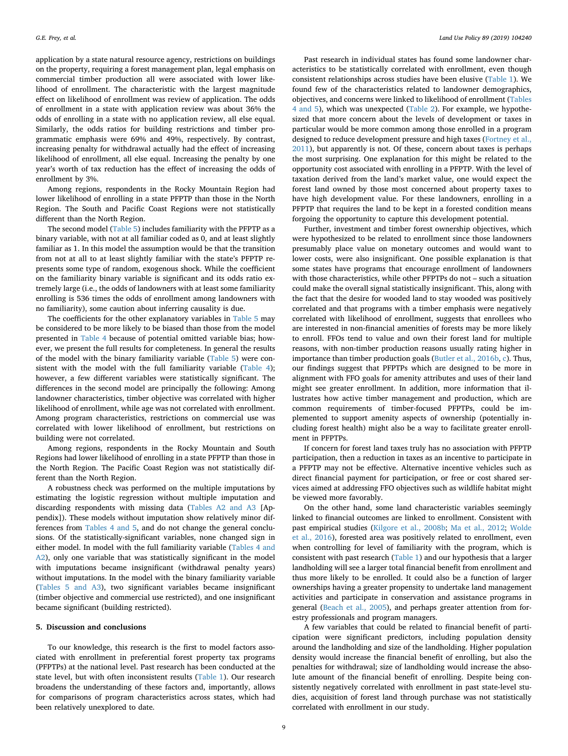application by a state natural resource agency, restrictions on buildings on the property, requiring a forest management plan, legal emphasis on commercial timber production all were associated with lower likelihood of enrollment. The characteristic with the largest magnitude effect on likelihood of enrollment was review of application. The odds of enrollment in a state with application review was about 36% the odds of enrolling in a state with no application review, all else equal. Similarly, the odds ratios for building restrictions and timber programmatic emphasis were 69% and 49%, respectively. By contrast, increasing penalty for withdrawal actually had the effect of increasing likelihood of enrollment, all else equal. Increasing the penalty by one year's worth of tax reduction has the effect of increasing the odds of enrollment by 3%.

Among regions, respondents in the Rocky Mountain Region had lower likelihood of enrolling in a state PFPTP than those in the North Region. The South and Pacific Coast Regions were not statistically different than the North Region.

The second model (Table 5) includes familiarity with the PFPTP as a binary variable, with not at all familiar coded as 0, and at least slightly familiar as 1. In this model the assumption would be that the transition from not at all to at least slightly familiar with the state's PFPTP represents some type of random, exogenous shock. While the coefficient on the familiarity binary variable is significant and its odds ratio extremely large (i.e., the odds of landowners with at least some familiarity enrolling is 536 times the odds of enrollment among landowners with no familiarity), some caution about inferring causality is due.

The coefficients for the other explanatory variables in Table 5 may be considered to be more likely to be biased than those from the model presented in Table 4 because of potential omitted variable bias; however, we present the full results for completeness. In general the results of the model with the binary familiarity variable (Table 5) were consistent with the model with the full familiarity variable (Table 4); however, a few different variables were statistically significant. The differences in the second model are principally the following: Among landowner characteristics, timber objective was correlated with higher likelihood of enrollment, while age was not correlated with enrollment. Among program characteristics, restrictions on commercial use was correlated with lower likelihood of enrollment, but restrictions on building were not correlated.

Among regions, respondents in the Rocky Mountain and South Regions had lower likelihood of enrolling in a state PFPTP than those in the North Region. The Pacific Coast Region was not statistically different than the North Region.

A robustness check was performed on the multiple imputations by estimating the logistic regression without multiple imputation and discarding respondents with missing data (Tables A2 and A3 [Appendix]). These models without imputation show relatively minor differences from Tables 4 and 5, and do not change the general conclusions. Of the statistically-significant variables, none changed sign in either model. In model with the full familiarity variable (Tables 4 and A2), only one variable that was statistically significant in the model with imputations became insignificant (withdrawal penalty years) without imputations. In the model with the binary familiarity variable (Tables 5 and A3), two significant variables became insignificant (timber objective and commercial use restricted), and one insignificant became significant (building restricted).

## 5. Discussion and conclusions

To our knowledge, this research is the first to model factors associated with enrollment in preferential forest property tax programs (PFPTPs) at the national level. Past research has been conducted at the state level, but with often inconsistent results (Table 1). Our research broadens the understanding of these factors and, importantly, allows for comparisons of program characteristics across states, which had been relatively unexplored to date.

Past research in individual states has found some landowner characteristics to be statistically correlated with enrollment, even though consistent relationships across studies have been elusive (Table 1). We found few of the characteristics related to landowner demographics, objectives, and concerns were linked to likelihood of enrollment (Tables 4 and 5), which was unexpected (Table 2). For example, we hypothesized that more concern about the levels of development or taxes in particular would be more common among those enrolled in a program designed to reduce development pressure and high taxes (Fortney et al., 2011), but apparently is not. Of these, concern about taxes is perhaps the most surprising. One explanation for this might be related to the opportunity cost associated with enrolling in a PFPTP. With the level of taxation derived from the land's market value, one would expect the forest land owned by those most concerned about property taxes to have high development value. For these landowners, enrolling in a PFPTP that requires the land to be kept in a forested condition means forgoing the opportunity to capture this development potential.

Further, investment and timber forest ownership objectives, which were hypothesized to be related to enrollment since those landowners presumably place value on monetary outcomes and would want to lower costs, were also insignificant. One possible explanation is that some states have programs that encourage enrollment of landowners with those characteristics, while other PFPTPs do not – such a situation could make the overall signal statistically insignificant. This, along with the fact that the desire for wooded land to stay wooded was positively correlated and that programs with a timber emphasis were negatively correlated with likelihood of enrollment, suggests that enrollees who are interested in non-financial amenities of forests may be more likely to enroll. FFOs tend to value and own their forest land for multiple reasons, with non-timber production reasons usually rating higher in importance than timber production goals (Butler et al., 2016b, c). Thus, our findings suggest that PFPTPs which are designed to be more in alignment with FFO goals for amenity attributes and uses of their land might see greater enrollment. In addition, more information that illustrates how active timber management and production, which are common requirements of timber-focused PFPTPs, could be implemented to support amenity aspects of ownership (potentially including forest health) might also be a way to facilitate greater enrollment in PFPTPs.

If concern for forest land taxes truly has no association with PFPTP participation, then a reduction in taxes as an incentive to participate in a PFPTP may not be effective. Alternative incentive vehicles such as direct financial payment for participation, or free or cost shared services aimed at addressing FFO objectives such as wildlife habitat might be viewed more favorably.

On the other hand, some land characteristic variables seemingly linked to financial outcomes are linked to enrollment. Consistent with past empirical studies (Kilgore et al., 2008b; Ma et al., 2012; Wolde et al., 2016), forested area was positively related to enrollment, even when controlling for level of familiarity with the program, which is consistent with past research (Table 1) and our hypothesis that a larger landholding will see a larger total financial benefit from enrollment and thus more likely to be enrolled. It could also be a function of larger ownerships having a greater propensity to undertake land management activities and participate in conservation and assistance programs in general (Beach et al., 2005), and perhaps greater attention from forestry professionals and program managers.

A few variables that could be related to financial benefit of participation were significant predictors, including population density around the landholding and size of the landholding. Higher population density would increase the financial benefit of enrolling, but also the penalties for withdrawal; size of landholding would increase the absolute amount of the financial benefit of enrolling. Despite being consistently negatively correlated with enrollment in past state-level studies, acquisition of forest land through purchase was not statistically correlated with enrollment in our study.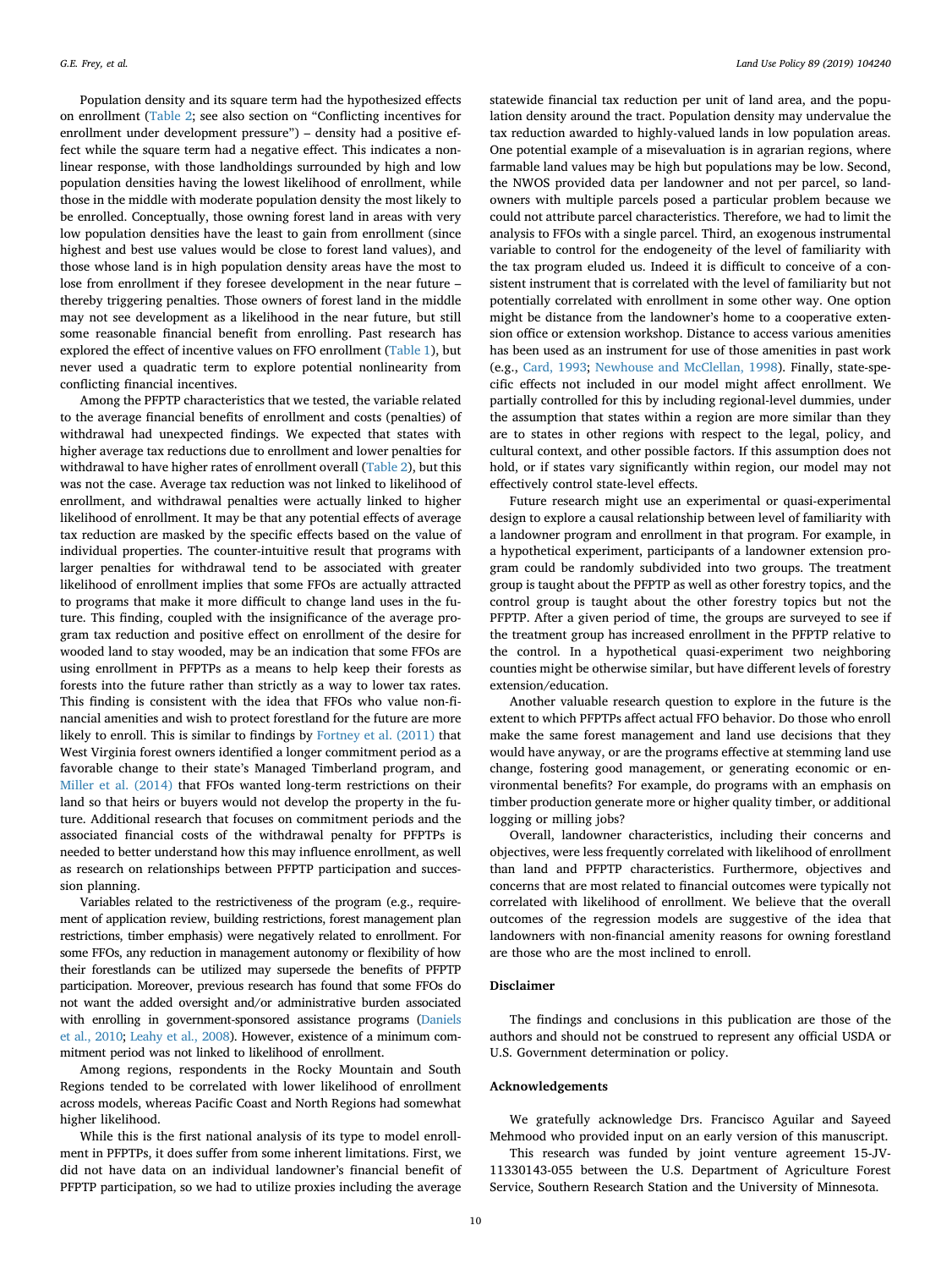Population density and its square term had the hypothesized effects on enrollment (Table 2; see also section on "Conflicting incentives for enrollment under development pressure") – density had a positive effect while the square term had a negative effect. This indicates a nonlinear response, with those landholdings surrounded by high and low population densities having the lowest likelihood of enrollment, while those in the middle with moderate population density the most likely to be enrolled. Conceptually, those owning forest land in areas with very low population densities have the least to gain from enrollment (since highest and best use values would be close to forest land values), and those whose land is in high population density areas have the most to lose from enrollment if they foresee development in the near future – thereby triggering penalties. Those owners of forest land in the middle may not see development as a likelihood in the near future, but still some reasonable financial benefit from enrolling. Past research has explored the effect of incentive values on FFO enrollment (Table 1), but never used a quadratic term to explore potential nonlinearity from conflicting financial incentives.

Among the PFPTP characteristics that we tested, the variable related to the average financial benefits of enrollment and costs (penalties) of withdrawal had unexpected findings. We expected that states with higher average tax reductions due to enrollment and lower penalties for withdrawal to have higher rates of enrollment overall (Table 2), but this was not the case. Average tax reduction was not linked to likelihood of enrollment, and withdrawal penalties were actually linked to higher likelihood of enrollment. It may be that any potential effects of average tax reduction are masked by the specific effects based on the value of individual properties. The counter-intuitive result that programs with larger penalties for withdrawal tend to be associated with greater likelihood of enrollment implies that some FFOs are actually attracted to programs that make it more difficult to change land uses in the future. This finding, coupled with the insignificance of the average program tax reduction and positive effect on enrollment of the desire for wooded land to stay wooded, may be an indication that some FFOs are using enrollment in PFPTPs as a means to help keep their forests as forests into the future rather than strictly as a way to lower tax rates. This finding is consistent with the idea that FFOs who value non-financial amenities and wish to protect forestland for the future are more likely to enroll. This is similar to findings by Fortney et al. (2011) that West Virginia forest owners identified a longer commitment period as a favorable change to their state's Managed Timberland program, and Miller et al. (2014) that FFOs wanted long-term restrictions on their land so that heirs or buyers would not develop the property in the future. Additional research that focuses on commitment periods and the associated financial costs of the withdrawal penalty for PFPTPs is needed to better understand how this may influence enrollment, as well as research on relationships between PFPTP participation and succession planning.

Variables related to the restrictiveness of the program (e.g., requirement of application review, building restrictions, forest management plan restrictions, timber emphasis) were negatively related to enrollment. For some FFOs, any reduction in management autonomy or flexibility of how their forestlands can be utilized may supersede the benefits of PFPTP participation. Moreover, previous research has found that some FFOs do not want the added oversight and/or administrative burden associated with enrolling in government-sponsored assistance programs (Daniels et al., 2010; Leahy et al., 2008). However, existence of a minimum commitment period was not linked to likelihood of enrollment.

Among regions, respondents in the Rocky Mountain and South Regions tended to be correlated with lower likelihood of enrollment across models, whereas Pacific Coast and North Regions had somewhat higher likelihood.

While this is the first national analysis of its type to model enrollment in PFPTPs, it does suffer from some inherent limitations. First, we did not have data on an individual landowner's financial benefit of PFPTP participation, so we had to utilize proxies including the average statewide financial tax reduction per unit of land area, and the population density around the tract. Population density may undervalue the tax reduction awarded to highly-valued lands in low population areas. One potential example of a misevaluation is in agrarian regions, where farmable land values may be high but populations may be low. Second, the NWOS provided data per landowner and not per parcel, so landowners with multiple parcels posed a particular problem because we could not attribute parcel characteristics. Therefore, we had to limit the analysis to FFOs with a single parcel. Third, an exogenous instrumental variable to control for the endogeneity of the level of familiarity with the tax program eluded us. Indeed it is difficult to conceive of a consistent instrument that is correlated with the level of familiarity but not potentially correlated with enrollment in some other way. One option might be distance from the landowner's home to a cooperative extension office or extension workshop. Distance to access various amenities has been used as an instrument for use of those amenities in past work (e.g., Card, 1993; Newhouse and McClellan, 1998). Finally, state-specific effects not included in our model might affect enrollment. We partially controlled for this by including regional-level dummies, under the assumption that states within a region are more similar than they are to states in other regions with respect to the legal, policy, and cultural context, and other possible factors. If this assumption does not hold, or if states vary significantly within region, our model may not effectively control state-level effects.

Future research might use an experimental or quasi-experimental design to explore a causal relationship between level of familiarity with a landowner program and enrollment in that program. For example, in a hypothetical experiment, participants of a landowner extension program could be randomly subdivided into two groups. The treatment group is taught about the PFPTP as well as other forestry topics, and the control group is taught about the other forestry topics but not the PFPTP. After a given period of time, the groups are surveyed to see if the treatment group has increased enrollment in the PFPTP relative to the control. In a hypothetical quasi-experiment two neighboring counties might be otherwise similar, but have different levels of forestry extension/education.

Another valuable research question to explore in the future is the extent to which PFPTPs affect actual FFO behavior. Do those who enroll make the same forest management and land use decisions that they would have anyway, or are the programs effective at stemming land use change, fostering good management, or generating economic or environmental benefits? For example, do programs with an emphasis on timber production generate more or higher quality timber, or additional logging or milling jobs?

Overall, landowner characteristics, including their concerns and objectives, were less frequently correlated with likelihood of enrollment than land and PFPTP characteristics. Furthermore, objectives and concerns that are most related to financial outcomes were typically not correlated with likelihood of enrollment. We believe that the overall outcomes of the regression models are suggestive of the idea that landowners with non-financial amenity reasons for owning forestland are those who are the most inclined to enroll.

## Disclaimer

The findings and conclusions in this publication are those of the authors and should not be construed to represent any official USDA or U.S. Government determination or policy.

## Acknowledgements

We gratefully acknowledge Drs. Francisco Aguilar and Sayeed Mehmood who provided input on an early version of this manuscript.

This research was funded by joint venture agreement 15-JV-11330143-055 between the U.S. Department of Agriculture Forest Service, Southern Research Station and the University of Minnesota.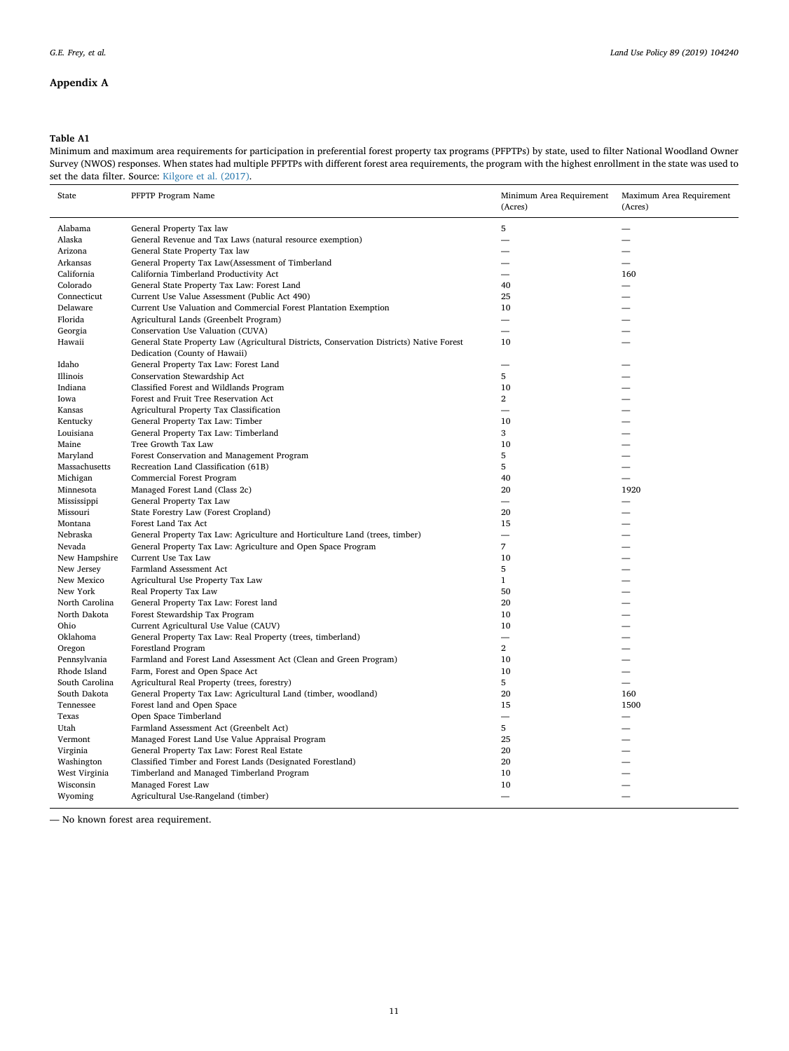## Appendix A

**Table A1**

Minimum and maximum area requirements for participation in preferential forest property tax programs (PFPTPs) by state, used to filter National Woodland Owner Survey (NWOS) responses. When states had multiple PFPTPs with different forest area requirements, the program with the highest enrollment in the state was used to set the data filter. Source: Kilgore et al. (2017).

| State | PFPTP Program Name | Minimum Area Requirement (Acres) | Maximum Area Requirement (Acres) |
|---|---|---|---|
| Alabama | General Property Tax law | 5 | — |
| Alaska | General Revenue and Tax Laws (natural resource exemption) | — | — |
| Arizona | General State Property Tax law | — | — |
| Arkansas | General Property Tax Law(Assessment of Timberland | — | — |
| California | California Timberland Productivity Act | — | 160 |
| Colorado | General State Property Tax Law: Forest Land | 40 | — |
| Connecticut | Current Use Value Assessment (Public Act 490) | 25 | — |
| Delaware | Current Use Valuation and Commercial Forest Plantation Exemption | 10 | — |
| Florida | Agricultural Lands (Greenbelt Program) | — | — |
| Georgia | Conservation Use Valuation (CUVA) | — | — |
| Hawaii | General State Property Law (Agricultural Districts, Conservation Districts) Native Forest Dedication (County of Hawaii) | 10 | — |
| Idaho | General Property Tax Law: Forest Land | — | — |
| Illinois | Conservation Stewardship Act | 5 | — |
| Indiana | Classified Forest and Wildlands Program | 10 | — |
| Iowa | Forest and Fruit Tree Reservation Act | 2 | — |
| Kansas | Agricultural Property Tax Classification | — | — |
| Kentucky | General Property Tax Law: Timber | 10 | — |
| Louisiana | General Property Tax Law: Timberland | 3 | — |
| Maine | Tree Growth Tax Law | 10 | — |
| Maryland | Forest Conservation and Management Program | 5 | — |
| Massachusetts | Recreation Land Classification (61B) | 5 | — |
| Michigan | Commercial Forest Program | 40 | — |
| Minnesota | Managed Forest Land (Class 2c) | 20 | 1920 |
| Mississippi | General Property Tax Law | — | — |
| Missouri | State Forestry Law (Forest Cropland) | 20 | — |
| Montana | Forest Land Tax Act | 15 | — |
| Nebraska | General Property Tax Law: Agriculture and Horticulture Land (trees, timber) | — | — |
| Nevada | General Property Tax Law: Agriculture and Open Space Program | 7 | — |
| New Hampshire | Current Use Tax Law | 10 | — |
| New Jersey | Farmland Assessment Act | 5 | — |
| New Mexico | Agricultural Use Property Tax Law | 1 | — |
| New York | Real Property Tax Law | 50 | — |
| North Carolina | General Property Tax Law: Forest land | 20 | — |
| North Dakota | Forest Stewardship Tax Program | 10 | — |
| Ohio | Current Agricultural Use Value (CAUV) | 10 | — |
| Oklahoma | General Property Tax Law: Real Property (trees, timberland) | — | — |
| Oregon | Forestland Program | 2 | — |
| Pennsylvania | Farmland and Forest Land Assessment Act (Clean and Green Program) | 10 | — |
| Rhode Island | Farm, Forest and Open Space Act | 10 | — |
| South Carolina | Agricultural Real Property (trees, forestry) | 5 | — |
| South Dakota | General Property Tax Law: Agricultural Land (timber, woodland) | 20 | 160 |
| Tennessee | Forest land and Open Space | 15 | 1500 |
| Texas | Open Space Timberland | — | — |
| Utah | Farmland Assessment Act (Greenbelt Act) | 5 | — |
| Vermont | Managed Forest Land Use Value Appraisal Program | 25 | — |
| Virginia | General Property Tax Law: Forest Real Estate | 20 | — |
| Washington | Classified Timber and Forest Lands (Designated Forestland) | 20 | — |
| West Virginia | Timberland and Managed Timberland Program | 10 | — |
| Wisconsin | Managed Forest Law | 10 | — |
| Wyoming | Agricultural Use-Rangeland (timber) | — | — |

— No known forest area requirement.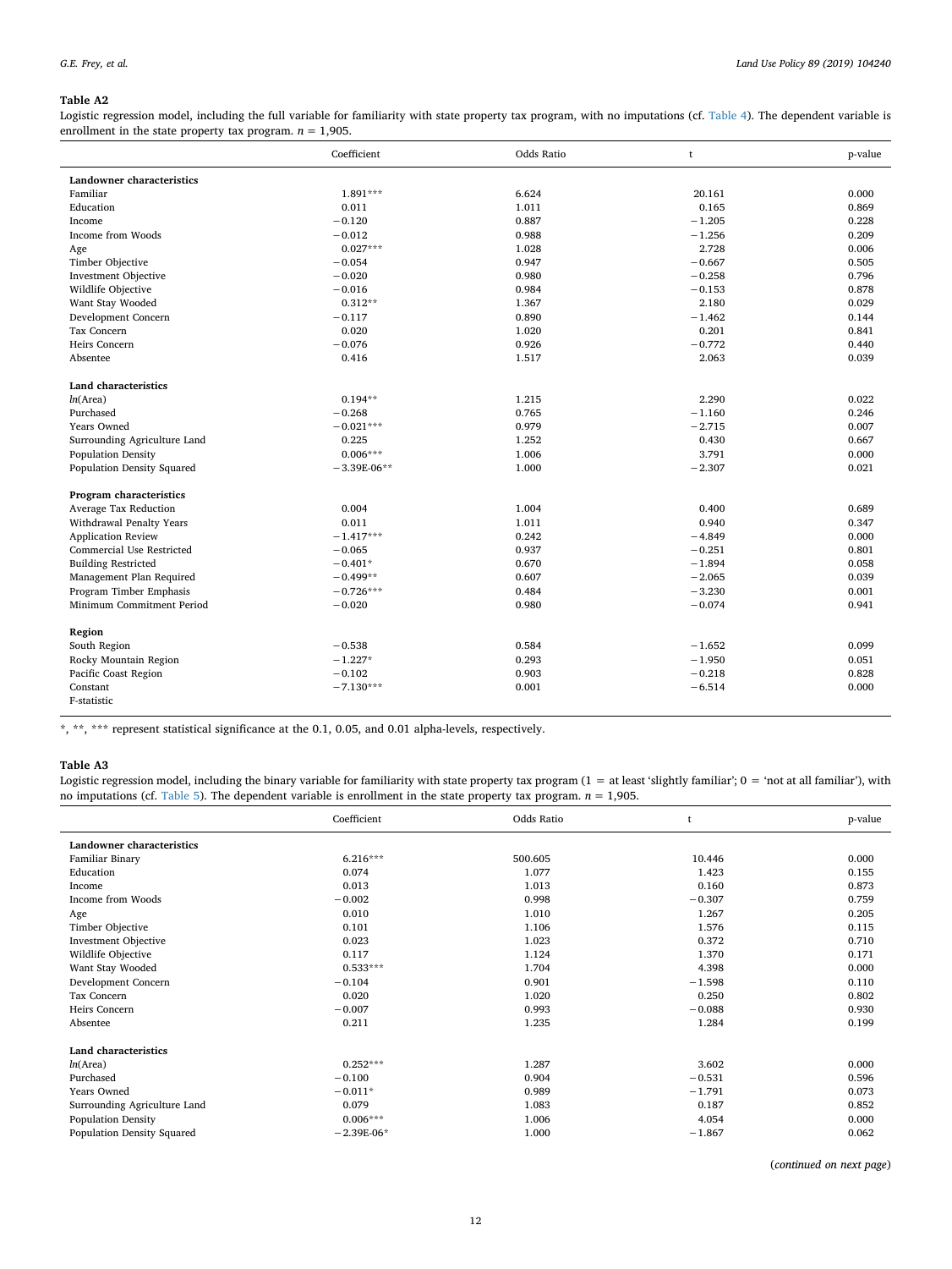**Table A2**

Logistic regression model, including the full variable for familiarity with state property tax program, with no imputations (cf. Table 4). The dependent variable is enrollment in the state property tax program. $n$ = 1,905.

| | Coefficient | Odds Ratio | t | p-value |
|---|---|---|---|---|
| **Landowner characteristics** | | | | |
| Familiar | 1.891*** | 6.624 | 20.161 | 0.000 |
| Education | 0.011 | 1.011 | 0.165 | 0.869 |
| Income | −0.120 | 0.887 | −1.205 | 0.228 |
| Income from Woods | −0.012 | 0.988 | −1.256 | 0.209 |
| Age | 0.027*** | 1.028 | 2.728 | 0.006 |
| Timber Objective | −0.054 | 0.947 | −0.667 | 0.505 |
| Investment Objective | −0.020 | 0.980 | −0.258 | 0.796 |
| Wildlife Objective | −0.016 | 0.984 | −0.153 | 0.878 |
| Want Stay Wooded | 0.312** | 1.367 | 2.180 | 0.029 |
| Development Concern | −0.117 | 0.890 | −1.462 | 0.144 |
| Tax Concern | 0.020 | 1.020 | 0.201 | 0.841 |
| Heirs Concern | −0.076 | 0.926 | −0.772 | 0.440 |
| Absentee | 0.416 | 1.517 | 2.063 | 0.039 |
| **Land characteristics** | | | | |
| *ln*(Area) | 0.194** | 1.215 | 2.290 | 0.022 |
| Purchased | −0.268 | 0.765 | −1.160 | 0.246 |
| Years Owned | −0.021*** | 0.979 | −2.715 | 0.007 |
| Surrounding Agriculture Land | 0.225 | 1.252 | 0.430 | 0.667 |
| Population Density | 0.006*** | 1.006 | 3.791 | 0.000 |
| Population Density Squared | −3.39E-06** | 1.000 | −2.307 | 0.021 |
| **Program characteristics** | | | | |
| Average Tax Reduction | 0.004 | 1.004 | 0.400 | 0.689 |
| Withdrawal Penalty Years | 0.011 | 1.011 | 0.940 | 0.347 |
| Application Review | −1.417*** | 0.242 | −4.849 | 0.000 |
| Commercial Use Restricted | −0.065 | 0.937 | −0.251 | 0.801 |
| Building Restricted | −0.401* | 0.670 | −1.894 | 0.058 |
| Management Plan Required | −0.499** | 0.607 | −2.065 | 0.039 |
| Program Timber Emphasis | −0.726*** | 0.484 | −3.230 | 0.001 |
| Minimum Commitment Period | −0.020 | 0.980 | −0.074 | 0.941 |
| **Region** | | | | |
| South Region | −0.538 | 0.584 | −1.652 | 0.099 |
| Rocky Mountain Region | −1.227* | 0.293 | −1.950 | 0.051 |
| Pacific Coast Region | −0.102 | 0.903 | −0.218 | 0.828 |
| Constant | −7.130*** | 0.001 | −6.514 | 0.000 |
| F-statistic | | | | |

*, **, *** represent statistical significance at the 0.1, 0.05, and 0.01 alpha-levels, respectively.

**Table A3**

Logistic regression model, including the binary variable for familiarity with state property tax program (1 = at least 'slightly familiar'; 0 = 'not at all familiar'), with no imputations (cf. Table 5). The dependent variable is enrollment in the state property tax program. $n$ = 1,905.

| | Coefficient | Odds Ratio | t | p-value |
|---|---|---|---|---|
| **Landowner characteristics** | | | | |
| Familiar Binary | 6.216*** | 500.605 | 10.446 | 0.000 |
| Education | 0.074 | 1.077 | 1.423 | 0.155 |
| Income | 0.013 | 1.013 | 0.160 | 0.873 |
| Income from Woods | −0.002 | 0.998 | −0.307 | 0.759 |
| Age | 0.010 | 1.010 | 1.267 | 0.205 |
| Timber Objective | 0.101 | 1.106 | 1.576 | 0.115 |
| Investment Objective | 0.023 | 1.023 | 0.372 | 0.710 |
| Wildlife Objective | 0.117 | 1.124 | 1.370 | 0.171 |
| Want Stay Wooded | 0.533*** | 1.704 | 4.398 | 0.000 |
| Development Concern | −0.104 | 0.901 | −1.598 | 0.110 |
| Tax Concern | 0.020 | 1.020 | 0.250 | 0.802 |
| Heirs Concern | −0.007 | 0.993 | −0.088 | 0.930 |
| Absentee | 0.211 | 1.235 | 1.284 | 0.199 |
| **Land characteristics** | | | | |
| *ln*(Area) | 0.252*** | 1.287 | 3.602 | 0.000 |
| Purchased | −0.100 | 0.904 | −0.531 | 0.596 |
| Years Owned | −0.011* | 0.989 | −1.791 | 0.073 |
| Surrounding Agriculture Land | 0.079 | 1.083 | 0.187 | 0.852 |
| Population Density | 0.006*** | 1.006 | 4.054 | 0.000 |
| Population Density Squared | −2.39E-06* | 1.000 | −1.867 | 0.062 |

(*continued on next page*)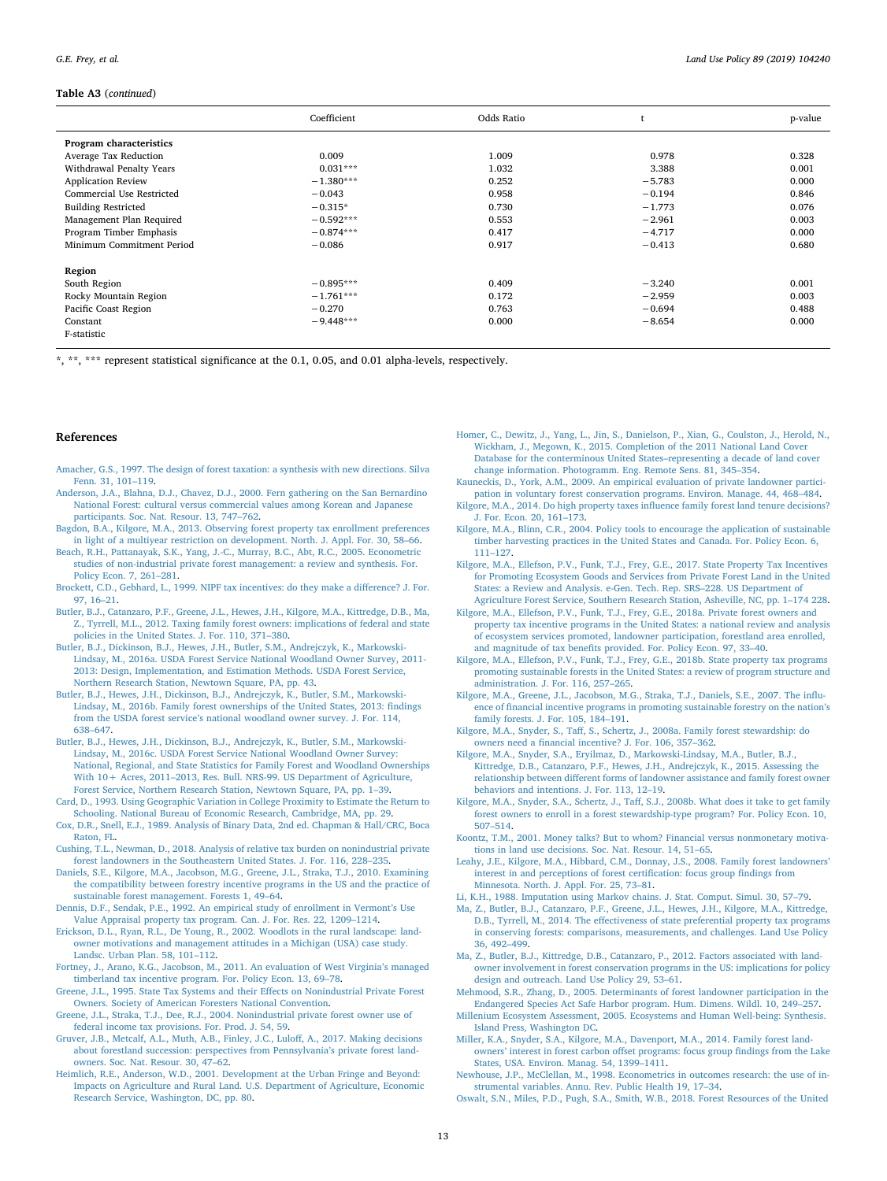**Table A3** (*continued*)

| | Coefficient | Odds Ratio | t | p-value |
|---|---|---|---|---|
| **Program characteristics** | | | | |
| Average Tax Reduction | 0.009 | 1.009 | 0.978 | 0.328 |
| Withdrawal Penalty Years | 0.031*** | 1.032 | 3.388 | 0.001 |
| Application Review | −1.380*** | 0.252 | −5.783 | 0.000 |
| Commercial Use Restricted | −0.043 | 0.958 | −0.194 | 0.846 |
| Building Restricted | −0.315* | 0.730 | −1.773 | 0.076 |
| Management Plan Required | −0.592*** | 0.553 | −2.961 | 0.003 |
| Program Timber Emphasis | −0.874*** | 0.417 | −4.717 | 0.000 |
| Minimum Commitment Period | −0.086 | 0.917 | −0.413 | 0.680 |
| **Region** | | | | |
| South Region | −0.895*** | 0.409 | −3.240 | 0.001 |
| Rocky Mountain Region | −1.761*** | 0.172 | −2.959 | 0.003 |
| Pacific Coast Region | −0.270 | 0.763 | −0.694 | 0.488 |
| Constant | −9.448*** | 0.000 | −8.654 | 0.000 |
| F-statistic | | | | |

*, **, *** represent statistical significance at the 0.1, 0.05, and 0.01 alpha-levels, respectively.

## References

Amacher, G.S., 1997. The design of forest taxation: a synthesis with new directions. Silva Fenn. 31, 101–119.

Anderson, J.A., Blahna, D.J., Chavez, D.J., 2000. Fern gathering on the San Bernardino National Forest: cultural versus commercial values among Korean and Japanese participants. Soc. Nat. Resour. 13, 747–762.

Bagdon, B.A., Kilgore, M.A., 2013. Observing forest property tax enrollment preferences in light of a multiyear restriction on development. North. J. Appl. For. 30, 58–66.

Beach, R.H., Pattanayak, S.K., Yang, J.-C., Murray, B.C., Abt, R.C., 2005. Econometric studies of non-industrial private forest management: a review and synthesis. For. Policy Econ. 7, 261–281.

Brockett, C.D., Gebhard, L., 1999. NIPF tax incentives: do they make a difference? J. For. 97, 16–21.

Butler, B.J., Catanzaro, P.F., Greene, J.L., Hewes, J.H., Kilgore, M.A., Kittredge, D.B., Ma, Z., Tyrrell, M.L., 2012. Taxing family forest owners: implications of federal and state policies in the United States. J. For. 110, 371–380.

Butler, B.J., Dickinson, B.J., Hewes, J.H., Butler, S.M., Andrejczyk, K., Markowski-Lindsay, M., 2016a. USDA Forest Service National Woodland Owner Survey, 2011-2013: Design, Implementation, and Estimation Methods. USDA Forest Service, Northern Research Station, Newtown Square, PA, pp. 43.

Butler, B.J., Hewes, J.H., Dickinson, B.J., Andrejczyk, K., Butler, S.M., Markowski-Lindsay, M., 2016b. Family forest ownerships of the United States, 2013: findings from the USDA forest service's national woodland owner survey. J. For. 114, 638–647.

Butler, B.J., Hewes, J.H., Dickinson, B.J., Andrejczyk, K., Butler, S.M., Markowski-Lindsay, M., 2016c. USDA Forest Service National Woodland Owner Survey: National, Regional, and State Statistics for Family Forest and Woodland Ownerships With 10+ Acres, 2011–2013, Res. Bull. NRS-99. US Department of Agriculture, Forest Service, Northern Research Station, Newtown Square, PA, pp. 1–39.

Card, D., 1993. Using Geographic Variation in College Proximity to Estimate the Return to Schooling. National Bureau of Economic Research, Cambridge, MA, pp. 29.

Cox, D.R., Snell, E.J., 1989. Analysis of Binary Data, 2nd ed. Chapman & Hall/CRC, Boca Raton, FL.

Cushing, T.L., Newman, D., 2018. Analysis of relative tax burden on nonindustrial private forest landowners in the Southeastern United States. J. For. 116, 228–235.

Daniels, S.E., Kilgore, M.A., Jacobson, M.G., Greene, J.L., Straka, T.J., 2010. Examining the compatibility between forestry incentive programs in the US and the practice of sustainable forest management. Forests 1, 49–64.

Dennis, D.F., Sendak, P.E., 1992. An empirical study of enrollment in Vermont's Use Value Appraisal property tax program. Can. J. For. Res. 22, 1209–1214.

Erickson, D.L., Ryan, R.L., De Young, R., 2002. Woodlots in the rural landscape: landowner motivations and management attitudes in a Michigan (USA) case study. Landsc. Urban Plan. 58, 101–112.

Fortney, J., Arano, K.G., Jacobson, M., 2011. An evaluation of West Virginia's managed timberland tax incentive program. For. Policy Econ. 13, 69–78.

Greene, J.L., 1995. State Tax Systems and their Effects on Nonindustrial Private Forest Owners. Society of American Foresters National Convention.

Greene, J.L., Straka, T.J., Dee, R.J., 2004. Nonindustrial private forest owner use of federal income tax provisions. For. Prod. J. 54, 59.

Gruver, J.B., Metcalf, A.L., Muth, A.B., Finley, J.C., Luloff, A., 2017. Making decisions about forestland succession: perspectives from Pennsylvania's private forest landowners. Soc. Nat. Resour. 30, 47–62.

Heimlich, R.E., Anderson, W.D., 2001. Development at the Urban Fringe and Beyond: Impacts on Agriculture and Rural Land. U.S. Department of Agriculture, Economic Research Service, Washington, DC, pp. 80.

Homer, C., Dewitz, J., Yang, L., Jin, S., Danielson, P., Xian, G., Coulston, J., Herold, N., Wickham, J., Megown, K., 2015. Completion of the 2011 National Land Cover Database for the conterminous United States–representing a decade of land cover change information. Photogramm. Eng. Remote Sens. 81, 345–354.

Kauneckis, D., York, A.M., 2009. An empirical evaluation of private landowner participation in voluntary forest conservation programs. Environ. Manage. 44, 468–484.

Kilgore, M.A., 2014. Do high property taxes influence family forest land tenure decisions? J. For. Econ. 20, 161–173.

Kilgore, M.A., Blinn, C.R., 2004. Policy tools to encourage the application of sustainable timber harvesting practices in the United States and Canada. For. Policy Econ. 6, 111–127.

Kilgore, M.A., Ellefson, P.V., Funk, T.J., Frey, G.E., 2017. State Property Tax Incentives for Promoting Ecosystem Goods and Services from Private Forest Land in the United States: a Review and Analysis. e-Gen. Tech. Rep. SRS–228. US Department of Agriculture Forest Service, Southern Research Station, Asheville, NC, pp. 1–174 228.

Kilgore, M.A., Ellefson, P.V., Funk, T.J., Frey, G.E., 2018a. Private forest owners and property tax incentive programs in the United States: a national review and analysis of ecosystem services promoted, landowner participation, forestland area enrolled, and magnitude of tax benefits provided. For. Policy Econ. 97, 33–40.

Kilgore, M.A., Ellefson, P.V., Funk, T.J., Frey, G.E., 2018b. State property tax programs promoting sustainable forests in the United States: a review of program structure and administration. J. For. 116, 257–265.

Kilgore, M.A., Greene, J.L., Jacobson, M.G., Straka, T.J., Daniels, S.E., 2007. The influence of financial incentive programs in promoting sustainable forestry on the nation's family forests. J. For. 105, 184–191.

Kilgore, M.A., Snyder, S., Taff, S., Schertz, J., 2008a. Family forest stewardship: do owners need a financial incentive? J. For. 106, 357–362.

Kilgore, M.A., Snyder, S.A., Eryilmaz, D., Markowski-Lindsay, M.A., Butler, B.J., Kittredge, D.B., Catanzaro, P.F., Hewes, J.H., Andrejczyk, K., 2015. Assessing the relationship between different forms of landowner assistance and family forest owner behaviors and intentions. J. For. 113, 12–19.

Kilgore, M.A., Snyder, S.A., Schertz, J., Taff, S.J., 2008b. What does it take to get family forest owners to enroll in a forest stewardship-type program? For. Policy Econ. 10, 507–514.

Koontz, T.M., 2001. Money talks? But to whom? Financial versus nonmonetary motivations in land use decisions. Soc. Nat. Resour. 14, 51–65.

Leahy, J.E., Kilgore, M.A., Hibbard, C.M., Donnay, J.S., 2008. Family forest landowners' interest in and perceptions of forest certification: focus group findings from Minnesota. North. J. Appl. For. 25, 73–81.

Li, K.H., 1988. Imputation using Markov chains. J. Stat. Comput. Simul. 30, 57–79.

Ma, Z., Butler, B.J., Catanzaro, P.F., Greene, J.L., Hewes, J.H., Kilgore, M.A., Kittredge, D.B., Tyrrell, M., 2014. The effectiveness of state preferential property tax programs in conserving forests: comparisons, measurements, and challenges. Land Use Policy 36, 492–499.

Ma, Z., Butler, B.J., Kittredge, D.B., Catanzaro, P., 2012. Factors associated with landowner involvement in forest conservation programs in the US: implications for policy design and outreach. Land Use Policy 29, 53–61.

Mehmood, S.R., Zhang, D., 2005. Determinants of forest landowner participation in the Endangered Species Act Safe Harbor program. Hum. Dimens. Wildl. 10, 249–257.

Millenium Ecosystem Assessment, 2005. Ecosystems and Human Well-being: Synthesis. Island Press, Washington DC.

Miller, K.A., Snyder, S.A., Kilgore, M.A., Davenport, M.A., 2014. Family forest landowners' interest in forest carbon offset programs: focus group findings from the Lake States, USA. Environ. Manag. 54, 1399–1411.

Newhouse, J.P., McClellan, M., 1998. Econometrics in outcomes research: the use of instrumental variables. Annu. Rev. Public Health 19, 17–34.

Oswalt, S.N., Miles, P.D., Pugh, S.A., Smith, W.B., 2018. Forest Resources of the United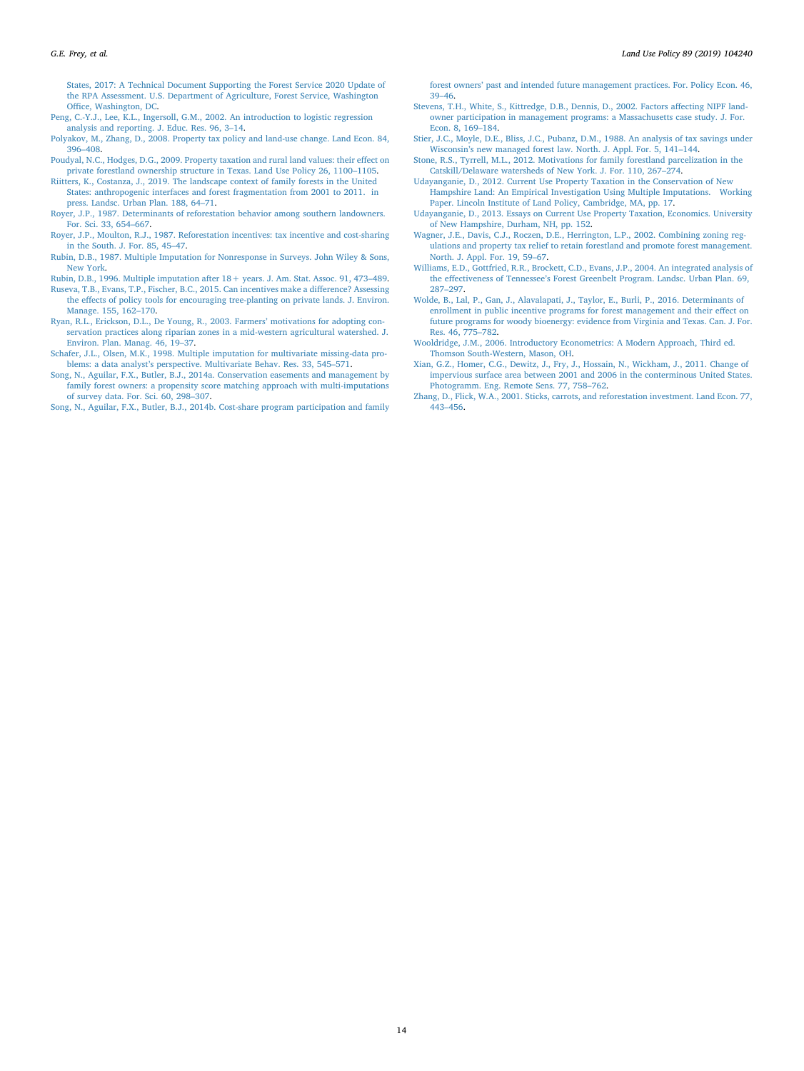States, 2017: A Technical Document Supporting the Forest Service 2020 Update of the RPA Assessment. U.S. Department of Agriculture, Forest Service, Washington Office, Washington, DC.

Peng, C.-Y.J., Lee, K.L., Ingersoll, G.M., 2002. An introduction to logistic regression analysis and reporting. J. Educ. Res. 96, 3–14.

Polyakov, M., Zhang, D., 2008. Property tax policy and land-use change. Land Econ. 84, 396–408.

Poudyal, N.C., Hodges, D.G., 2009. Property taxation and rural land values: their effect on private forestland ownership structure in Texas. Land Use Policy 26, 1100–1105.

Riitters, K., Costanza, J., 2019. The landscape context of family forests in the United States: anthropogenic interfaces and forest fragmentation from 2001 to 2011. in press. Landsc. Urban Plan. 188, 64–71.

Royer, J.P., 1987. Determinants of reforestation behavior among southern landowners. For. Sci. 33, 654–667.

Royer, J.P., Moulton, R.J., 1987. Reforestation incentives: tax incentive and cost-sharing in the South. J. For. 85, 45–47.

Rubin, D.B., 1987. Multiple Imputation for Nonresponse in Surveys. John Wiley & Sons, New York.

Rubin, D.B., 1996. Multiple imputation after 18+ years. J. Am. Stat. Assoc. 91, 473–489.

Ruseva, T.B., Evans, T.P., Fischer, B.C., 2015. Can incentives make a difference? Assessing the effects of policy tools for encouraging tree-planting on private lands. J. Environ. Manage. 155, 162–170.

Ryan, R.L., Erickson, D.L., De Young, R., 2003. Farmers' motivations for adopting conservation practices along riparian zones in a mid-western agricultural watershed. J. Environ. Plan. Manag. 46, 19–37.

Schafer, J.L., Olsen, M.K., 1998. Multiple imputation for multivariate missing-data problems: a data analyst's perspective. Multivariate Behav. Res. 33, 545–571.

Song, N., Aguilar, F.X., Butler, B.J., 2014a. Conservation easements and management by family forest owners: a propensity score matching approach with multi-imputations of survey data. For. Sci. 60, 298–307.

Song, N., Aguilar, F.X., Butler, B.J., 2014b. Cost-share program participation and family forest owners' past and intended future management practices. For. Policy Econ. 46, 39–46.

Stevens, T.H., White, S., Kittredge, D.B., Dennis, D., 2002. Factors affecting NIPF landowner participation in management programs: a Massachusetts case study. J. For. Econ. 8, 169–184.

Stier, J.C., Moyle, D.E., Bliss, J.C., Pubanz, D.M., 1988. An analysis of tax savings under Wisconsin's new managed forest law. North. J. Appl. For. 5, 141–144.

Stone, R.S., Tyrrell, M.L., 2012. Motivations for family forestland parcelization in the Catskill/Delaware watersheds of New York. J. For. 110, 267–274.

Udayanganie, D., 2012. Current Use Property Taxation in the Conservation of New Hampshire Land: An Empirical Investigation Using Multiple Imputations. Working Paper. Lincoln Institute of Land Policy, Cambridge, MA, pp. 17.

Udayanganie, D., 2013. Essays on Current Use Property Taxation, Economics. University of New Hampshire, Durham, NH, pp. 152.

Wagner, J.E., Davis, C.J., Roczen, D.E., Herrington, L.P., 2002. Combining zoning regulations and property tax relief to retain forestland and promote forest management. North. J. Appl. For. 19, 59–67.

Williams, E.D., Gottfried, R.R., Brockett, C.D., Evans, J.P., 2004. An integrated analysis of the effectiveness of Tennessee's Forest Greenbelt Program. Landsc. Urban Plan. 69, 287–297.

Wolde, B., Lal, P., Gan, J., Alavalapati, J., Taylor, E., Burli, P., 2016. Determinants of enrollment in public incentive programs for forest management and their effect on future programs for woody bioenergy: evidence from Virginia and Texas. Can. J. For. Res. 46, 775–782.

Wooldridge, J.M., 2006. Introductory Econometrics: A Modern Approach, Third ed. Thomson South-Western, Mason, OH.

Xian, G.Z., Homer, C.G., Dewitz, J., Fry, J., Hossain, N., Wickham, J., 2011. Change of impervious surface area between 2001 and 2006 in the conterminous United States. Photogramm. Eng. Remote Sens. 77, 758–762.

Zhang, D., Flick, W.A., 2001. Sticks, carrots, and reforestation investment. Land Econ. 77, 443–456.